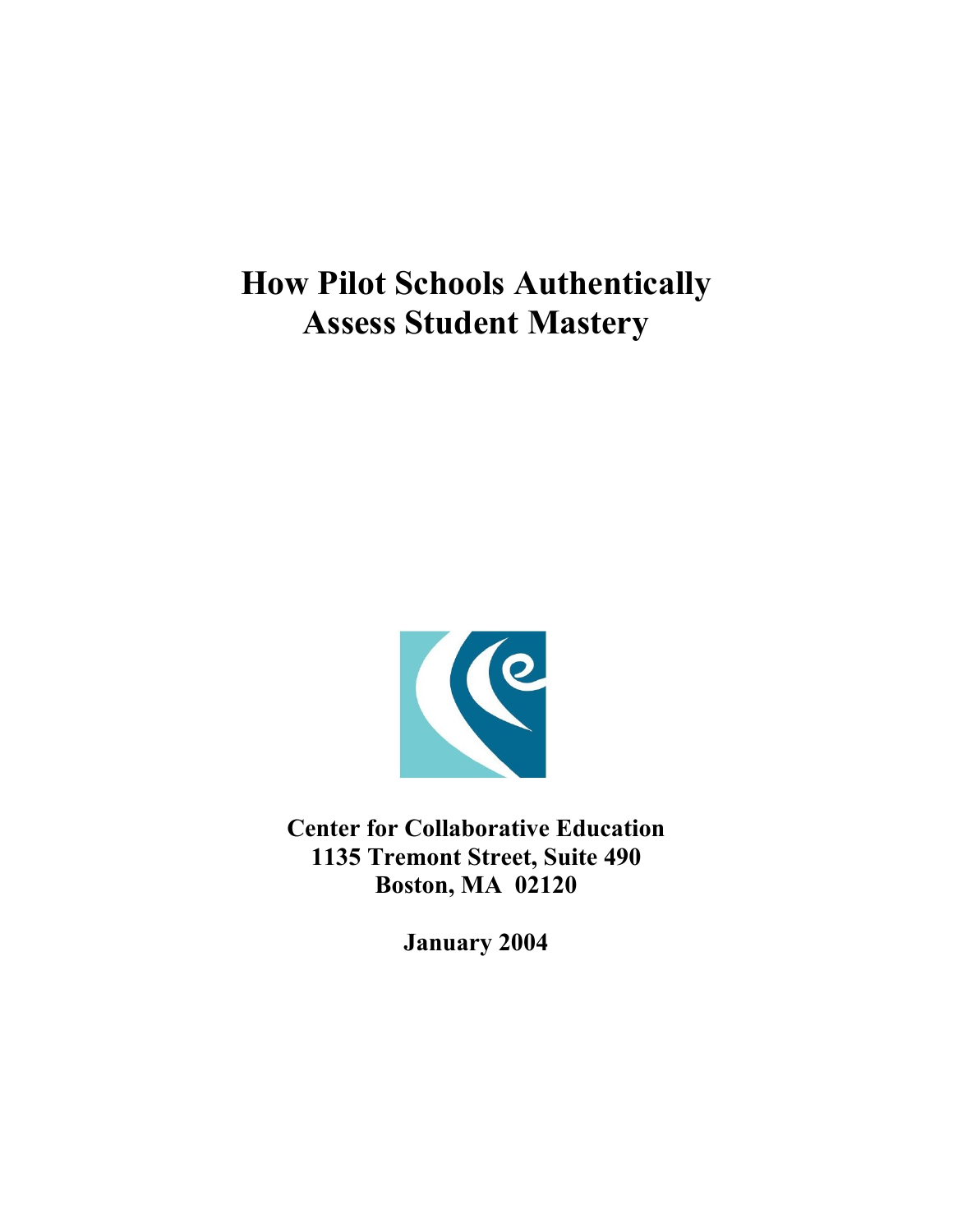# How Pilot Schools Authentically Assess Student Mastery

**Center for Collaborative Education**
**1135 Tremont Street, Suite 490**
**Boston, MA 02120**

**January 2004**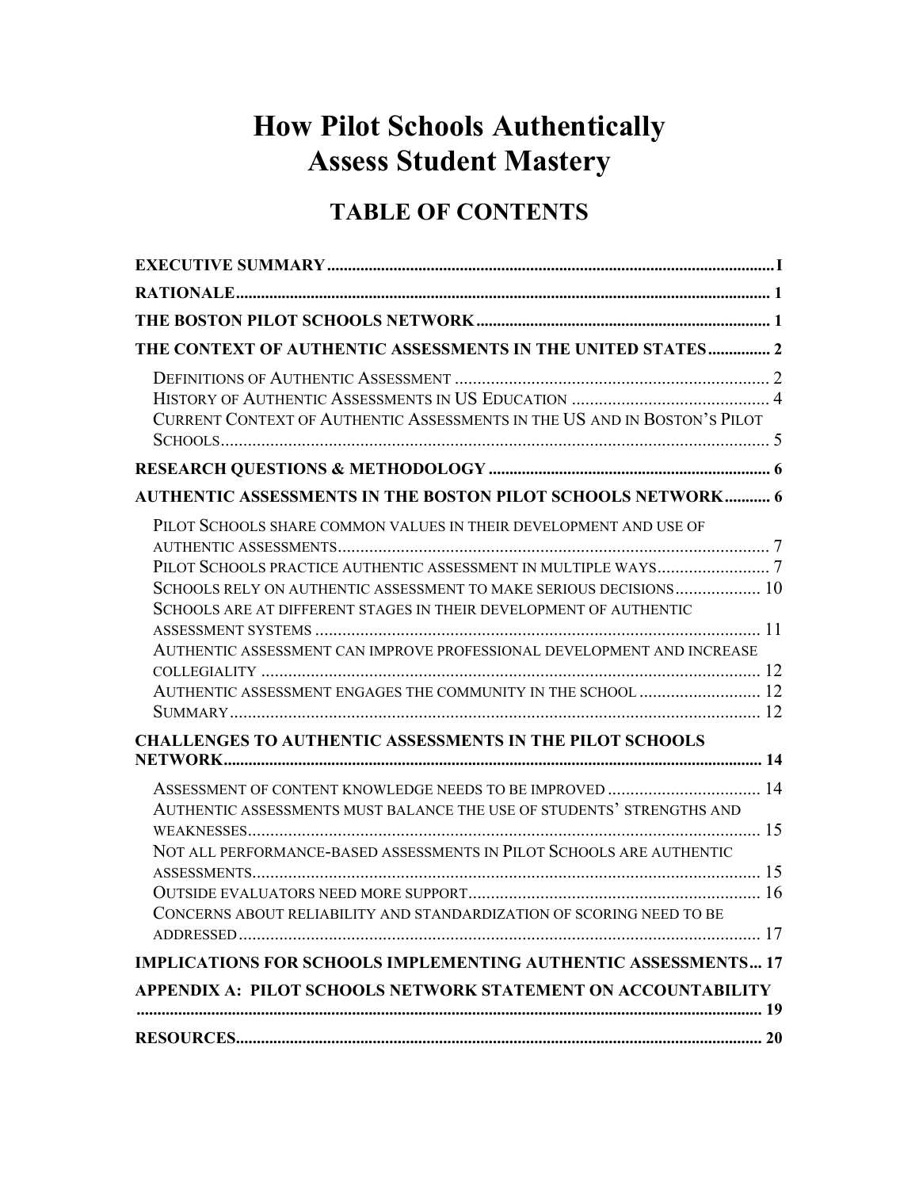# How Pilot Schools Authentically Assess Student Mastery

## TABLE OF CONTENTS

**EXECUTIVE SUMMARY** ........................................................ I

**RATIONALE** ........................................................ 1

**THE BOSTON PILOT SCHOOLS NETWORK** ........................................................ 1

**THE CONTEXT OF AUTHENTIC ASSESSMENTS IN THE UNITED STATES** ........................................................ 2

- Definitions of Authentic Assessment ........................................................ 2
- History of Authentic Assessments in US Education ........................................................ 4
- Current Context of Authentic Assessments in the US and in Boston's Pilot Schools ........................................................ 5

**RESEARCH QUESTIONS & METHODOLOGY** ........................................................ 6

**AUTHENTIC ASSESSMENTS IN THE BOSTON PILOT SCHOOLS NETWORK** ........................................................ 6

- Pilot Schools share common values in their development and use of authentic assessments ........................................................ 7
- Pilot Schools practice authentic assessment in multiple ways ........................................................ 7
- Schools rely on authentic assessment to make serious decisions ........................................................ 10
- Schools are at different stages in their development of authentic assessment systems ........................................................ 11
- Authentic assessment can improve professional development and increase collegiality ........................................................ 12
- Authentic assessment engages the community in the school ........................................................ 12
- Summary ........................................................ 12

**CHALLENGES TO AUTHENTIC ASSESSMENTS IN THE PILOT SCHOOLS NETWORK** ........................................................ 14

- Assessment of content knowledge needs to be improved ........................................................ 14
- Authentic assessments must balance the use of students' strengths and weaknesses ........................................................ 15
- Not all performance-based assessments in Pilot Schools are authentic assessments ........................................................ 15
- Outside evaluators need more support ........................................................ 16
- Concerns about reliability and standardization of scoring need to be addressed ........................................................ 17

**IMPLICATIONS FOR SCHOOLS IMPLEMENTING AUTHENTIC ASSESSMENTS** ... 17

**APPENDIX A: PILOT SCHOOLS NETWORK STATEMENT ON ACCOUNTABILITY** ........................................................ 19

**RESOURCES** ........................................................ 20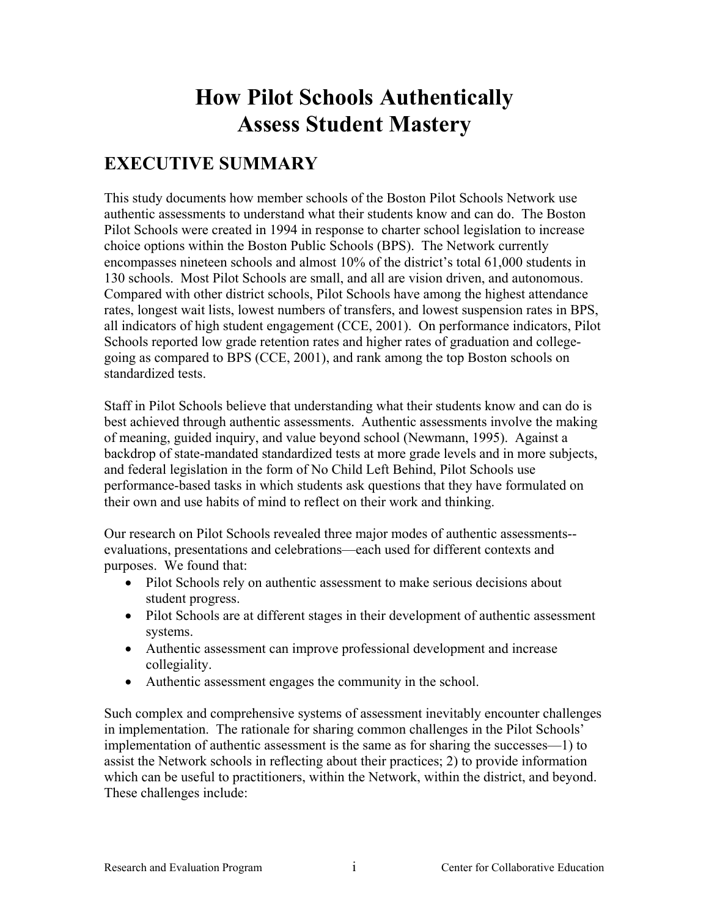# How Pilot Schools Authentically Assess Student Mastery

## EXECUTIVE SUMMARY

This study documents how member schools of the Boston Pilot Schools Network use authentic assessments to understand what their students know and can do. The Boston Pilot Schools were created in 1994 in response to charter school legislation to increase choice options within the Boston Public Schools (BPS). The Network currently encompasses nineteen schools and almost 10% of the district's total 61,000 students in 130 schools. Most Pilot Schools are small, and all are vision driven, and autonomous. Compared with other district schools, Pilot Schools have among the highest attendance rates, longest wait lists, lowest numbers of transfers, and lowest suspension rates in BPS, all indicators of high student engagement (CCE, 2001). On performance indicators, Pilot Schools reported low grade retention rates and higher rates of graduation and college-going as compared to BPS (CCE, 2001), and rank among the top Boston schools on standardized tests.

Staff in Pilot Schools believe that understanding what their students know and can do is best achieved through authentic assessments. Authentic assessments involve the making of meaning, guided inquiry, and value beyond school (Newmann, 1995). Against a backdrop of state-mandated standardized tests at more grade levels and in more subjects, and federal legislation in the form of No Child Left Behind, Pilot Schools use performance-based tasks in which students ask questions that they have formulated on their own and use habits of mind to reflect on their work and thinking.

Our research on Pilot Schools revealed three major modes of authentic assessments--evaluations, presentations and celebrations—each used for different contexts and purposes. We found that:

- Pilot Schools rely on authentic assessment to make serious decisions about student progress.
- Pilot Schools are at different stages in their development of authentic assessment systems.
- Authentic assessment can improve professional development and increase collegiality.
- Authentic assessment engages the community in the school.

Such complex and comprehensive systems of assessment inevitably encounter challenges in implementation. The rationale for sharing common challenges in the Pilot Schools' implementation of authentic assessment is the same as for sharing the successes—1) to assist the Network schools in reflecting about their practices; 2) to provide information which can be useful to practitioners, within the Network, within the district, and beyond. These challenges include: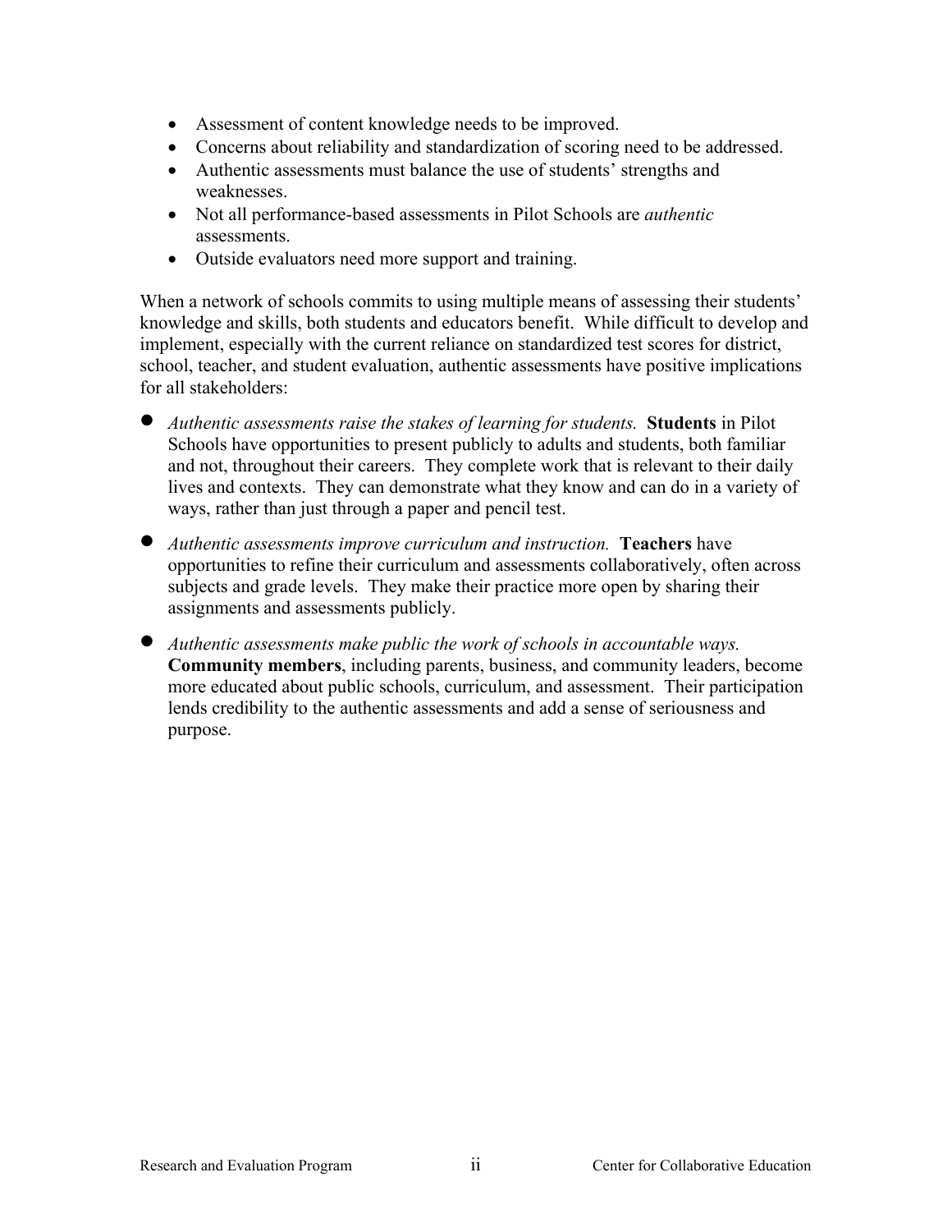- Assessment of content knowledge needs to be improved.
- Concerns about reliability and standardization of scoring need to be addressed.
- Authentic assessments must balance the use of students' strengths and weaknesses.
- Not all performance-based assessments in Pilot Schools are *authentic* assessments.
- Outside evaluators need more support and training.

When a network of schools commits to using multiple means of assessing their students' knowledge and skills, both students and educators benefit. While difficult to develop and implement, especially with the current reliance on standardized test scores for district, school, teacher, and student evaluation, authentic assessments have positive implications for all stakeholders:

- *Authentic assessments raise the stakes of learning for students.* **Students** in Pilot Schools have opportunities to present publicly to adults and students, both familiar and not, throughout their careers. They complete work that is relevant to their daily lives and contexts. They can demonstrate what they know and can do in a variety of ways, rather than just through a paper and pencil test.

- *Authentic assessments improve curriculum and instruction.* **Teachers** have opportunities to refine their curriculum and assessments collaboratively, often across subjects and grade levels. They make their practice more open by sharing their assignments and assessments publicly.

- *Authentic assessments make public the work of schools in accountable ways.* **Community members**, including parents, business, and community leaders, become more educated about public schools, curriculum, and assessment. Their participation lends credibility to the authentic assessments and add a sense of seriousness and purpose.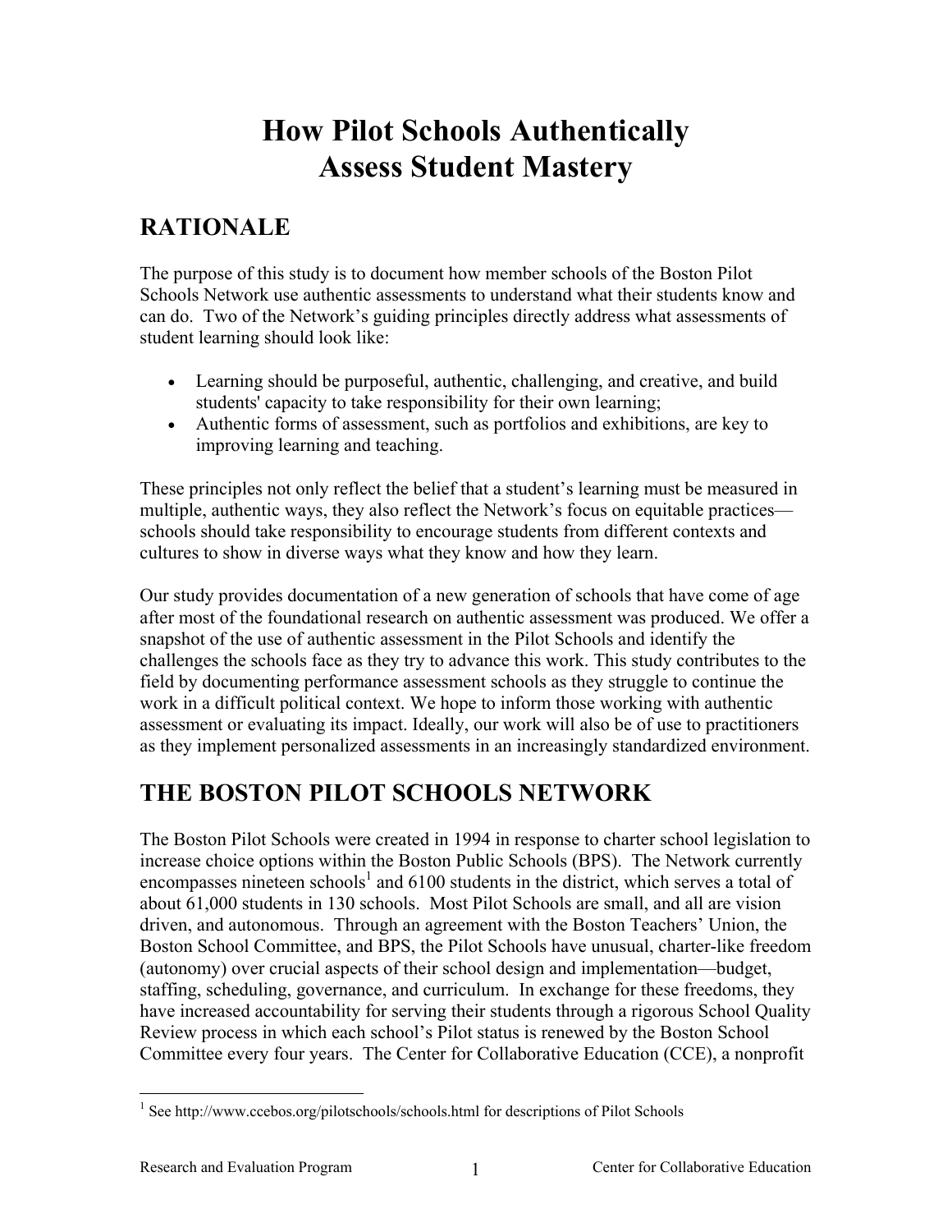# How Pilot Schools Authentically Assess Student Mastery

## RATIONALE

The purpose of this study is to document how member schools of the Boston Pilot Schools Network use authentic assessments to understand what their students know and can do. Two of the Network's guiding principles directly address what assessments of student learning should look like:

- Learning should be purposeful, authentic, challenging, and creative, and build students' capacity to take responsibility for their own learning;
- Authentic forms of assessment, such as portfolios and exhibitions, are key to improving learning and teaching.

These principles not only reflect the belief that a student's learning must be measured in multiple, authentic ways, they also reflect the Network's focus on equitable practices—schools should take responsibility to encourage students from different contexts and cultures to show in diverse ways what they know and how they learn.

Our study provides documentation of a new generation of schools that have come of age after most of the foundational research on authentic assessment was produced. We offer a snapshot of the use of authentic assessment in the Pilot Schools and identify the challenges the schools face as they try to advance this work. This study contributes to the field by documenting performance assessment schools as they struggle to continue the work in a difficult political context. We hope to inform those working with authentic assessment or evaluating its impact. Ideally, our work will also be of use to practitioners as they implement personalized assessments in an increasingly standardized environment.

## THE BOSTON PILOT SCHOOLS NETWORK

The Boston Pilot Schools were created in 1994 in response to charter school legislation to increase choice options within the Boston Public Schools (BPS). The Network currently encompasses nineteen schools[1] and 6100 students in the district, which serves a total of about 61,000 students in 130 schools. Most Pilot Schools are small, and all are vision driven, and autonomous. Through an agreement with the Boston Teachers' Union, the Boston School Committee, and BPS, the Pilot Schools have unusual, charter-like freedom (autonomy) over crucial aspects of their school design and implementation—budget, staffing, scheduling, governance, and curriculum. In exchange for these freedoms, they have increased accountability for serving their students through a rigorous School Quality Review process in which each school's Pilot status is renewed by the Boston School Committee every four years. The Center for Collaborative Education (CCE), a nonprofit

[1] See http://www.ccebos.org/pilotschools/schools.html for descriptions of Pilot Schools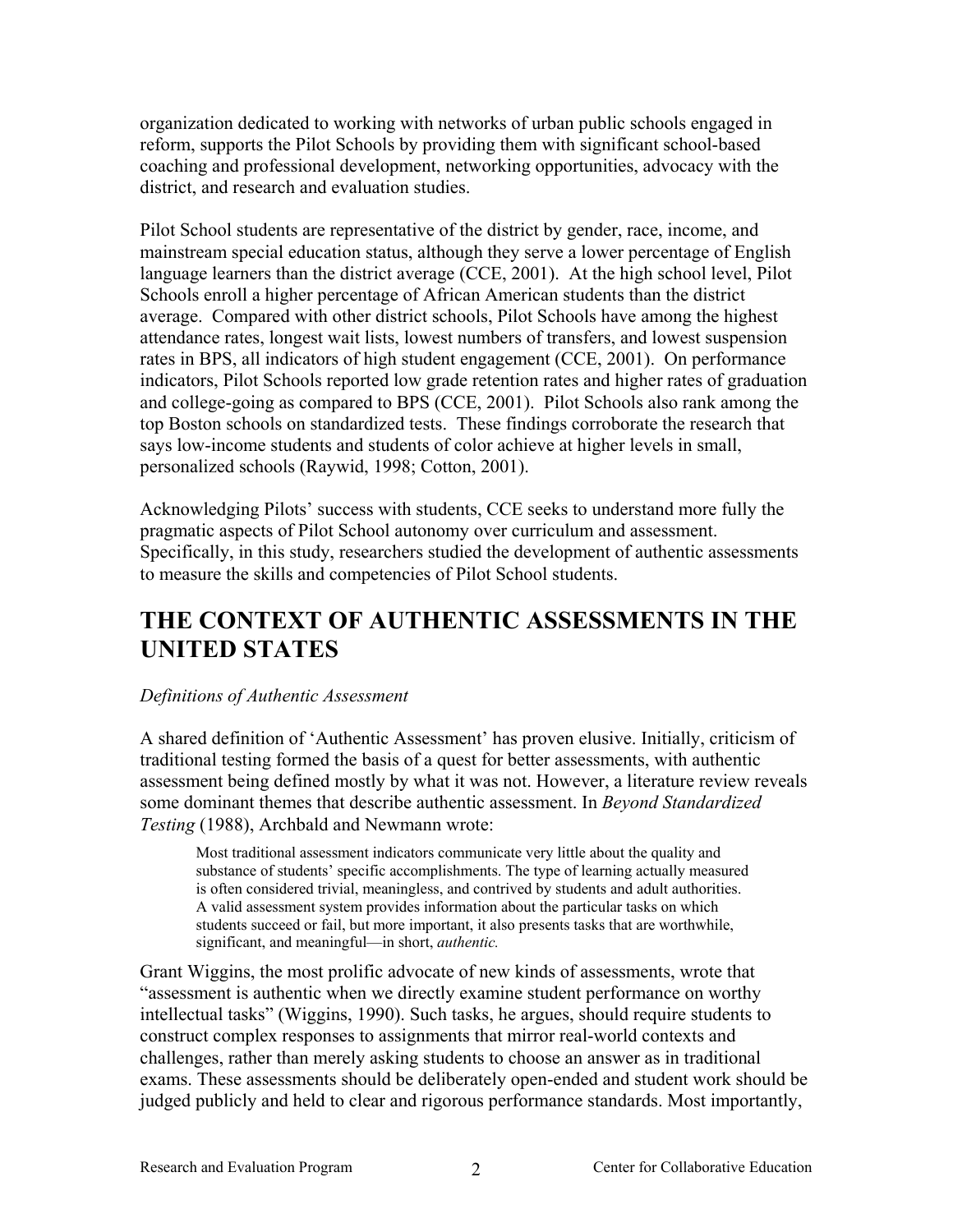organization dedicated to working with networks of urban public schools engaged in reform, supports the Pilot Schools by providing them with significant school-based coaching and professional development, networking opportunities, advocacy with the district, and research and evaluation studies.

Pilot School students are representative of the district by gender, race, income, and mainstream special education status, although they serve a lower percentage of English language learners than the district average (CCE, 2001). At the high school level, Pilot Schools enroll a higher percentage of African American students than the district average. Compared with other district schools, Pilot Schools have among the highest attendance rates, longest wait lists, lowest numbers of transfers, and lowest suspension rates in BPS, all indicators of high student engagement (CCE, 2001). On performance indicators, Pilot Schools reported low grade retention rates and higher rates of graduation and college-going as compared to BPS (CCE, 2001). Pilot Schools also rank among the top Boston schools on standardized tests. These findings corroborate the research that says low-income students and students of color achieve at higher levels in small, personalized schools (Raywid, 1998; Cotton, 2001).

Acknowledging Pilots' success with students, CCE seeks to understand more fully the pragmatic aspects of Pilot School autonomy over curriculum and assessment. Specifically, in this study, researchers studied the development of authentic assessments to measure the skills and competencies of Pilot School students.

# THE CONTEXT OF AUTHENTIC ASSESSMENTS IN THE UNITED STATES

*Definitions of Authentic Assessment*

A shared definition of 'Authentic Assessment' has proven elusive. Initially, criticism of traditional testing formed the basis of a quest for better assessments, with authentic assessment being defined mostly by what it was not. However, a literature review reveals some dominant themes that describe authentic assessment. In *Beyond Standardized Testing* (1988), Archbald and Newmann wrote:

> Most traditional assessment indicators communicate very little about the quality and substance of students' specific accomplishments. The type of learning actually measured is often considered trivial, meaningless, and contrived by students and adult authorities. A valid assessment system provides information about the particular tasks on which students succeed or fail, but more important, it also presents tasks that are worthwhile, significant, and meaningful—in short, *authentic.*

Grant Wiggins, the most prolific advocate of new kinds of assessments, wrote that "assessment is authentic when we directly examine student performance on worthy intellectual tasks" (Wiggins, 1990). Such tasks, he argues, should require students to construct complex responses to assignments that mirror real-world contexts and challenges, rather than merely asking students to choose an answer as in traditional exams. These assessments should be deliberately open-ended and student work should be judged publicly and held to clear and rigorous performance standards. Most importantly,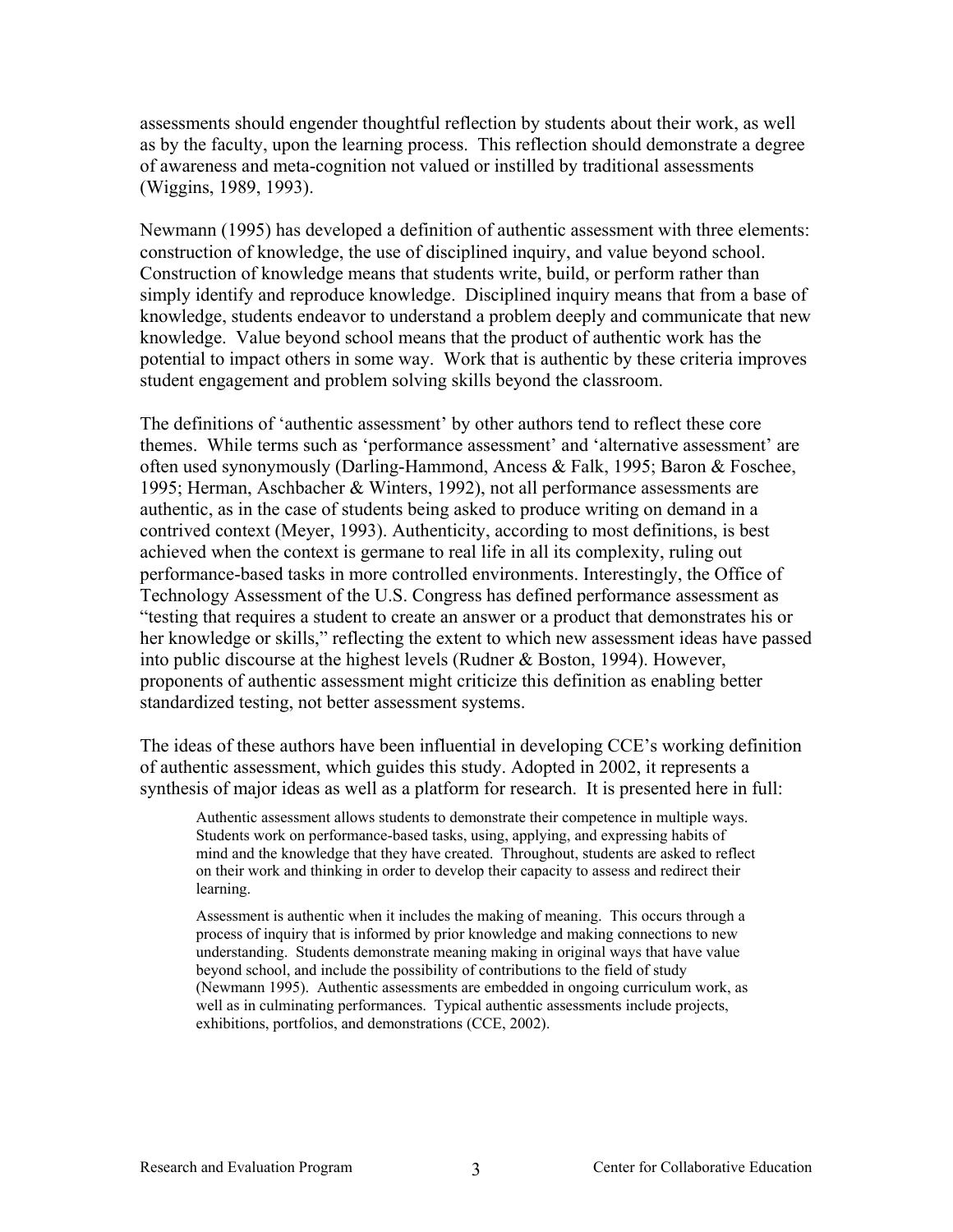assessments should engender thoughtful reflection by students about their work, as well as by the faculty, upon the learning process. This reflection should demonstrate a degree of awareness and meta-cognition not valued or instilled by traditional assessments (Wiggins, 1989, 1993).

Newmann (1995) has developed a definition of authentic assessment with three elements: construction of knowledge, the use of disciplined inquiry, and value beyond school. Construction of knowledge means that students write, build, or perform rather than simply identify and reproduce knowledge. Disciplined inquiry means that from a base of knowledge, students endeavor to understand a problem deeply and communicate that new knowledge. Value beyond school means that the product of authentic work has the potential to impact others in some way. Work that is authentic by these criteria improves student engagement and problem solving skills beyond the classroom.

The definitions of 'authentic assessment' by other authors tend to reflect these core themes. While terms such as 'performance assessment' and 'alternative assessment' are often used synonymously (Darling-Hammond, Ancess & Falk, 1995; Baron & Foschee, 1995; Herman, Aschbacher & Winters, 1992), not all performance assessments are authentic, as in the case of students being asked to produce writing on demand in a contrived context (Meyer, 1993). Authenticity, according to most definitions, is best achieved when the context is germane to real life in all its complexity, ruling out performance-based tasks in more controlled environments. Interestingly, the Office of Technology Assessment of the U.S. Congress has defined performance assessment as "testing that requires a student to create an answer or a product that demonstrates his or her knowledge or skills," reflecting the extent to which new assessment ideas have passed into public discourse at the highest levels (Rudner & Boston, 1994). However, proponents of authentic assessment might criticize this definition as enabling better standardized testing, not better assessment systems.

The ideas of these authors have been influential in developing CCE's working definition of authentic assessment, which guides this study. Adopted in 2002, it represents a synthesis of major ideas as well as a platform for research. It is presented here in full:

> Authentic assessment allows students to demonstrate their competence in multiple ways. Students work on performance-based tasks, using, applying, and expressing habits of mind and the knowledge that they have created. Throughout, students are asked to reflect on their work and thinking in order to develop their capacity to assess and redirect their learning.
>
> Assessment is authentic when it includes the making of meaning. This occurs through a process of inquiry that is informed by prior knowledge and making connections to new understanding. Students demonstrate meaning making in original ways that have value beyond school, and include the possibility of contributions to the field of study (Newmann 1995). Authentic assessments are embedded in ongoing curriculum work, as well as in culminating performances. Typical authentic assessments include projects, exhibitions, portfolios, and demonstrations (CCE, 2002).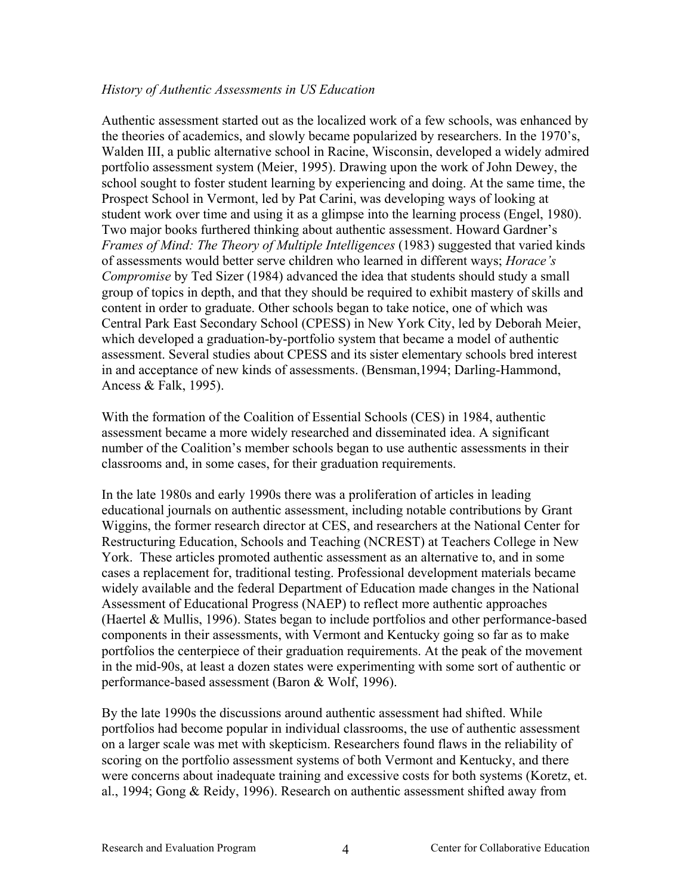*History of Authentic Assessments in US Education*

Authentic assessment started out as the localized work of a few schools, was enhanced by the theories of academics, and slowly became popularized by researchers. In the 1970's, Walden III, a public alternative school in Racine, Wisconsin, developed a widely admired portfolio assessment system (Meier, 1995). Drawing upon the work of John Dewey, the school sought to foster student learning by experiencing and doing. At the same time, the Prospect School in Vermont, led by Pat Carini, was developing ways of looking at student work over time and using it as a glimpse into the learning process (Engel, 1980). Two major books furthered thinking about authentic assessment. Howard Gardner's *Frames of Mind: The Theory of Multiple Intelligences* (1983) suggested that varied kinds of assessments would better serve children who learned in different ways; *Horace's Compromise* by Ted Sizer (1984) advanced the idea that students should study a small group of topics in depth, and that they should be required to exhibit mastery of skills and content in order to graduate. Other schools began to take notice, one of which was Central Park East Secondary School (CPESS) in New York City, led by Deborah Meier, which developed a graduation-by-portfolio system that became a model of authentic assessment. Several studies about CPESS and its sister elementary schools bred interest in and acceptance of new kinds of assessments. (Bensman,1994; Darling-Hammond, Ancess & Falk, 1995).

With the formation of the Coalition of Essential Schools (CES) in 1984, authentic assessment became a more widely researched and disseminated idea. A significant number of the Coalition's member schools began to use authentic assessments in their classrooms and, in some cases, for their graduation requirements.

In the late 1980s and early 1990s there was a proliferation of articles in leading educational journals on authentic assessment, including notable contributions by Grant Wiggins, the former research director at CES, and researchers at the National Center for Restructuring Education, Schools and Teaching (NCREST) at Teachers College in New York. These articles promoted authentic assessment as an alternative to, and in some cases a replacement for, traditional testing. Professional development materials became widely available and the federal Department of Education made changes in the National Assessment of Educational Progress (NAEP) to reflect more authentic approaches (Haertel & Mullis, 1996). States began to include portfolios and other performance-based components in their assessments, with Vermont and Kentucky going so far as to make portfolios the centerpiece of their graduation requirements. At the peak of the movement in the mid-90s, at least a dozen states were experimenting with some sort of authentic or performance-based assessment (Baron & Wolf, 1996).

By the late 1990s the discussions around authentic assessment had shifted. While portfolios had become popular in individual classrooms, the use of authentic assessment on a larger scale was met with skepticism. Researchers found flaws in the reliability of scoring on the portfolio assessment systems of both Vermont and Kentucky, and there were concerns about inadequate training and excessive costs for both systems (Koretz, et. al., 1994; Gong & Reidy, 1996). Research on authentic assessment shifted away from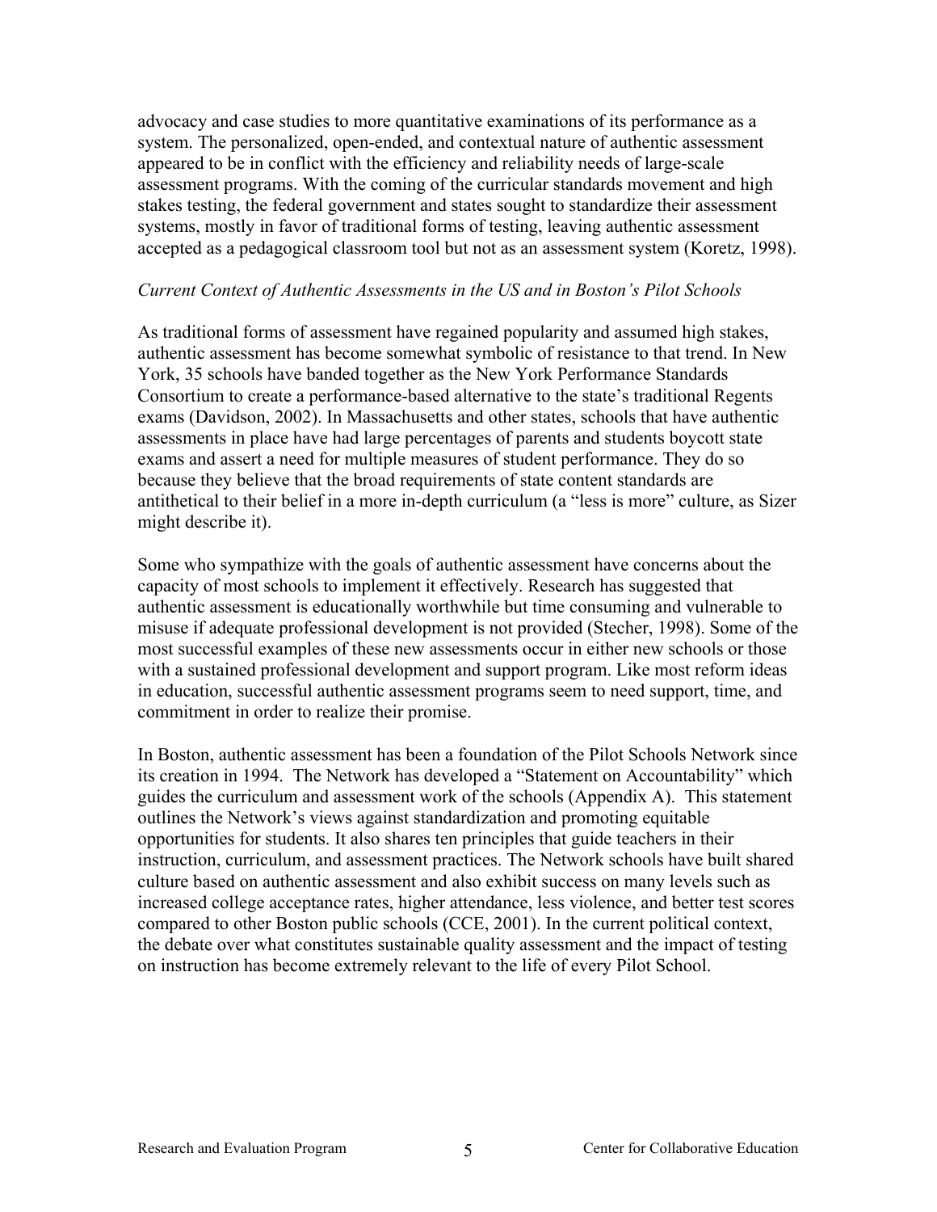advocacy and case studies to more quantitative examinations of its performance as a system. The personalized, open-ended, and contextual nature of authentic assessment appeared to be in conflict with the efficiency and reliability needs of large-scale assessment programs. With the coming of the curricular standards movement and high stakes testing, the federal government and states sought to standardize their assessment systems, mostly in favor of traditional forms of testing, leaving authentic assessment accepted as a pedagogical classroom tool but not as an assessment system (Koretz, 1998).

*Current Context of Authentic Assessments in the US and in Boston's Pilot Schools*

As traditional forms of assessment have regained popularity and assumed high stakes, authentic assessment has become somewhat symbolic of resistance to that trend. In New York, 35 schools have banded together as the New York Performance Standards Consortium to create a performance-based alternative to the state's traditional Regents exams (Davidson, 2002). In Massachusetts and other states, schools that have authentic assessments in place have had large percentages of parents and students boycott state exams and assert a need for multiple measures of student performance. They do so because they believe that the broad requirements of state content standards are antithetical to their belief in a more in-depth curriculum (a "less is more" culture, as Sizer might describe it).

Some who sympathize with the goals of authentic assessment have concerns about the capacity of most schools to implement it effectively. Research has suggested that authentic assessment is educationally worthwhile but time consuming and vulnerable to misuse if adequate professional development is not provided (Stecher, 1998). Some of the most successful examples of these new assessments occur in either new schools or those with a sustained professional development and support program. Like most reform ideas in education, successful authentic assessment programs seem to need support, time, and commitment in order to realize their promise.

In Boston, authentic assessment has been a foundation of the Pilot Schools Network since its creation in 1994. The Network has developed a "Statement on Accountability" which guides the curriculum and assessment work of the schools (Appendix A). This statement outlines the Network's views against standardization and promoting equitable opportunities for students. It also shares ten principles that guide teachers in their instruction, curriculum, and assessment practices. The Network schools have built shared culture based on authentic assessment and also exhibit success on many levels such as increased college acceptance rates, higher attendance, less violence, and better test scores compared to other Boston public schools (CCE, 2001). In the current political context, the debate over what constitutes sustainable quality assessment and the impact of testing on instruction has become extremely relevant to the life of every Pilot School.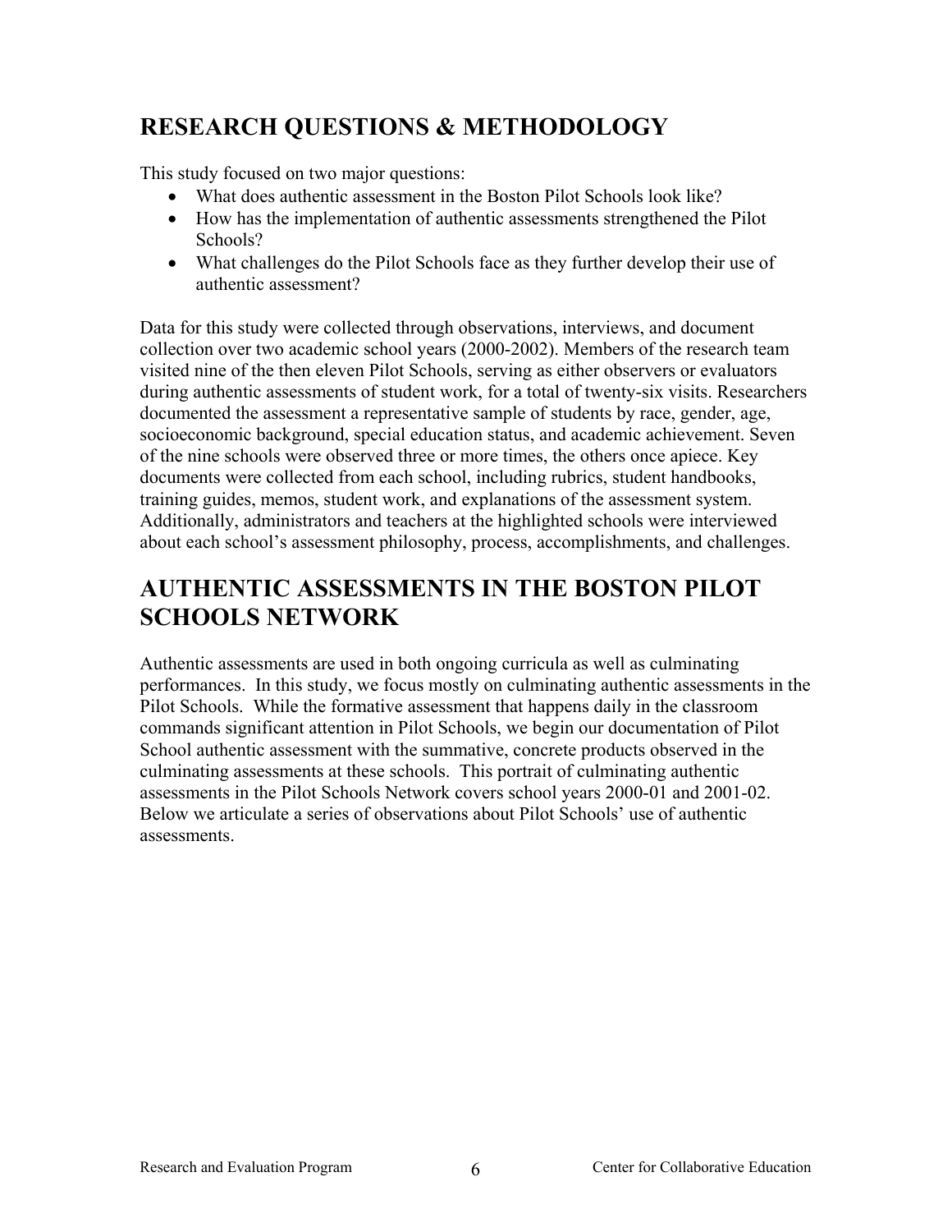## RESEARCH QUESTIONS & METHODOLOGY

This study focused on two major questions:

- What does authentic assessment in the Boston Pilot Schools look like?
- How has the implementation of authentic assessments strengthened the Pilot Schools?
- What challenges do the Pilot Schools face as they further develop their use of authentic assessment?

Data for this study were collected through observations, interviews, and document collection over two academic school years (2000-2002). Members of the research team visited nine of the then eleven Pilot Schools, serving as either observers or evaluators during authentic assessments of student work, for a total of twenty-six visits. Researchers documented the assessment a representative sample of students by race, gender, age, socioeconomic background, special education status, and academic achievement. Seven of the nine schools were observed three or more times, the others once apiece. Key documents were collected from each school, including rubrics, student handbooks, training guides, memos, student work, and explanations of the assessment system. Additionally, administrators and teachers at the highlighted schools were interviewed about each school's assessment philosophy, process, accomplishments, and challenges.

## AUTHENTIC ASSESSMENTS IN THE BOSTON PILOT SCHOOLS NETWORK

Authentic assessments are used in both ongoing curricula as well as culminating performances. In this study, we focus mostly on culminating authentic assessments in the Pilot Schools. While the formative assessment that happens daily in the classroom commands significant attention in Pilot Schools, we begin our documentation of Pilot School authentic assessment with the summative, concrete products observed in the culminating assessments at these schools. This portrait of culminating authentic assessments in the Pilot Schools Network covers school years 2000-01 and 2001-02. Below we articulate a series of observations about Pilot Schools' use of authentic assessments.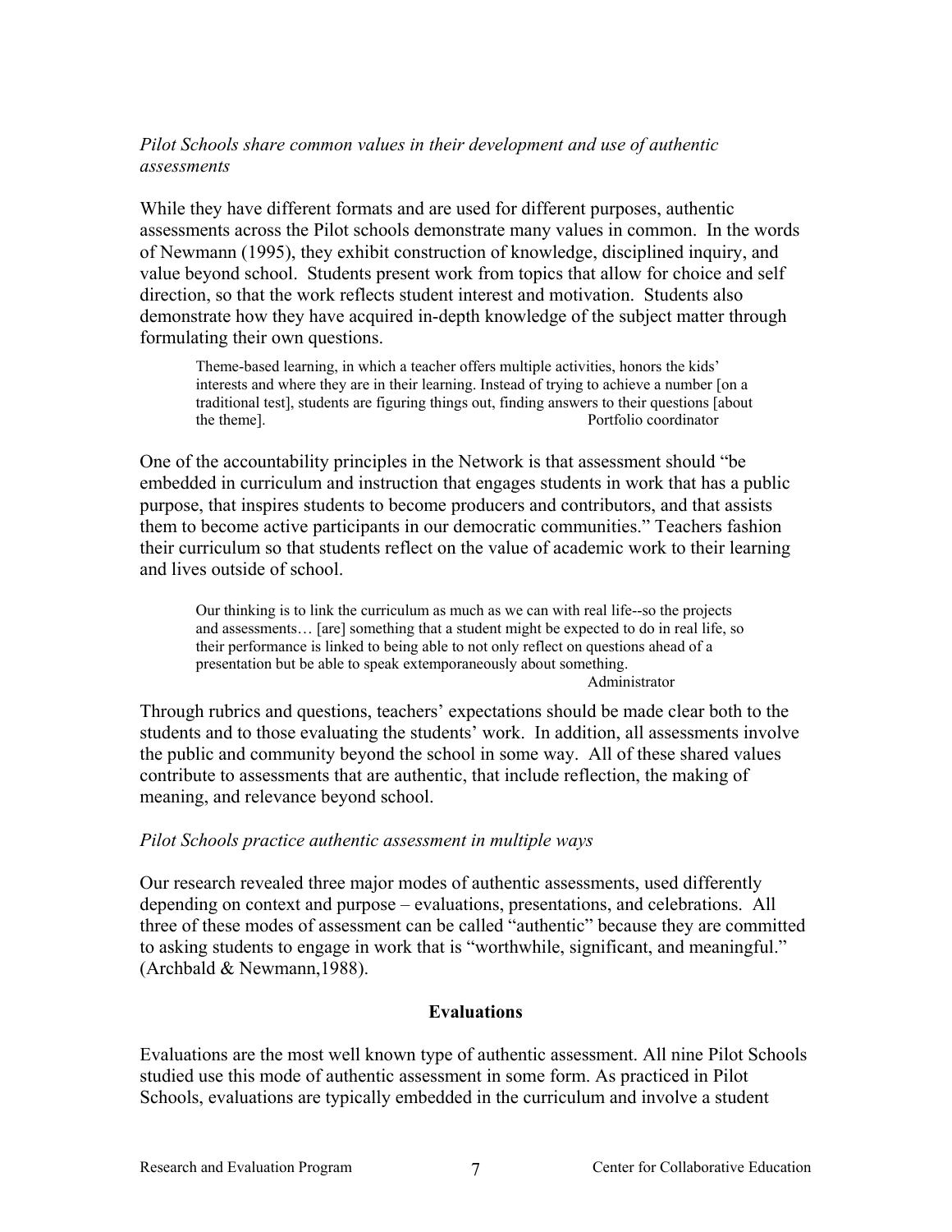*Pilot Schools share common values in their development and use of authentic assessments*

While they have different formats and are used for different purposes, authentic assessments across the Pilot schools demonstrate many values in common. In the words of Newmann (1995), they exhibit construction of knowledge, disciplined inquiry, and value beyond school. Students present work from topics that allow for choice and self direction, so that the work reflects student interest and motivation. Students also demonstrate how they have acquired in-depth knowledge of the subject matter through formulating their own questions.

> Theme-based learning, in which a teacher offers multiple activities, honors the kids' interests and where they are in their learning. Instead of trying to achieve a number [on a traditional test], students are figuring things out, finding answers to their questions [about the theme].
>
> Portfolio coordinator

One of the accountability principles in the Network is that assessment should "be embedded in curriculum and instruction that engages students in work that has a public purpose, that inspires students to become producers and contributors, and that assists them to become active participants in our democratic communities." Teachers fashion their curriculum so that students reflect on the value of academic work to their learning and lives outside of school.

> Our thinking is to link the curriculum as much as we can with real life--so the projects and assessments… [are] something that a student might be expected to do in real life, so their performance is linked to being able to not only reflect on questions ahead of a presentation but be able to speak extemporaneously about something.
>
> Administrator

Through rubrics and questions, teachers' expectations should be made clear both to the students and to those evaluating the students' work. In addition, all assessments involve the public and community beyond the school in some way. All of these shared values contribute to assessments that are authentic, that include reflection, the making of meaning, and relevance beyond school.

*Pilot Schools practice authentic assessment in multiple ways*

Our research revealed three major modes of authentic assessments, used differently depending on context and purpose – evaluations, presentations, and celebrations. All three of these modes of assessment can be called "authentic" because they are committed to asking students to engage in work that is "worthwhile, significant, and meaningful." (Archbald & Newmann,1988).

**Evaluations**

Evaluations are the most well known type of authentic assessment. All nine Pilot Schools studied use this mode of authentic assessment in some form. As practiced in Pilot Schools, evaluations are typically embedded in the curriculum and involve a student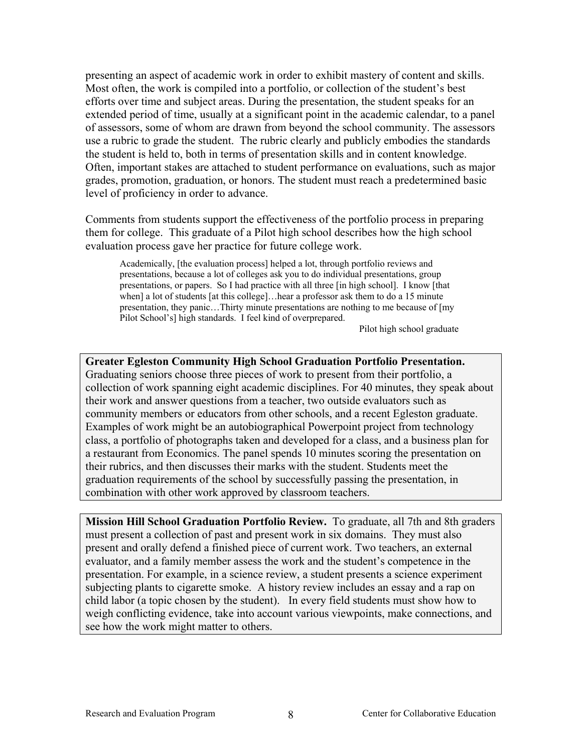presenting an aspect of academic work in order to exhibit mastery of content and skills. Most often, the work is compiled into a portfolio, or collection of the student's best efforts over time and subject areas. During the presentation, the student speaks for an extended period of time, usually at a significant point in the academic calendar, to a panel of assessors, some of whom are drawn from beyond the school community. The assessors use a rubric to grade the student. The rubric clearly and publicly embodies the standards the student is held to, both in terms of presentation skills and in content knowledge. Often, important stakes are attached to student performance on evaluations, such as major grades, promotion, graduation, or honors. The student must reach a predetermined basic level of proficiency in order to advance.

Comments from students support the effectiveness of the portfolio process in preparing them for college. This graduate of a Pilot high school describes how the high school evaluation process gave her practice for future college work.

> Academically, [the evaluation process] helped a lot, through portfolio reviews and presentations, because a lot of colleges ask you to do individual presentations, group presentations, or papers. So I had practice with all three [in high school]. I know [that when] a lot of students [at this college]…hear a professor ask them to do a 15 minute presentation, they panic…Thirty minute presentations are nothing to me because of [my Pilot School's] high standards. I feel kind of overprepared.
>
> Pilot high school graduate

**Greater Egleston Community High School Graduation Portfolio Presentation.** Graduating seniors choose three pieces of work to present from their portfolio, a collection of work spanning eight academic disciplines. For 40 minutes, they speak about their work and answer questions from a teacher, two outside evaluators such as community members or educators from other schools, and a recent Egleston graduate. Examples of work might be an autobiographical Powerpoint project from technology class, a portfolio of photographs taken and developed for a class, and a business plan for a restaurant from Economics. The panel spends 10 minutes scoring the presentation on their rubrics, and then discusses their marks with the student. Students meet the graduation requirements of the school by successfully passing the presentation, in combination with other work approved by classroom teachers.

**Mission Hill School Graduation Portfolio Review.** To graduate, all 7th and 8th graders must present a collection of past and present work in six domains. They must also present and orally defend a finished piece of current work. Two teachers, an external evaluator, and a family member assess the work and the student's competence in the presentation. For example, in a science review, a student presents a science experiment subjecting plants to cigarette smoke. A history review includes an essay and a rap on child labor (a topic chosen by the student). In every field students must show how to weigh conflicting evidence, take into account various viewpoints, make connections, and see how the work might matter to others.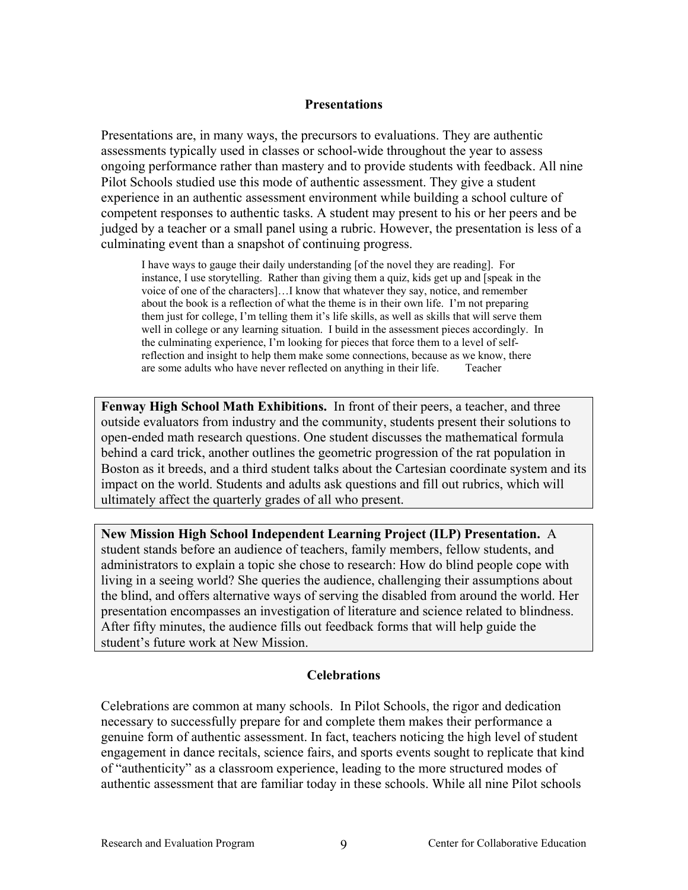### Presentations

Presentations are, in many ways, the precursors to evaluations. They are authentic assessments typically used in classes or school-wide throughout the year to assess ongoing performance rather than mastery and to provide students with feedback. All nine Pilot Schools studied use this mode of authentic assessment. They give a student experience in an authentic assessment environment while building a school culture of competent responses to authentic tasks. A student may present to his or her peers and be judged by a teacher or a small panel using a rubric. However, the presentation is less of a culminating event than a snapshot of continuing progress.

> I have ways to gauge their daily understanding [of the novel they are reading]. For instance, I use storytelling. Rather than giving them a quiz, kids get up and [speak in the voice of one of the characters]…I know that whatever they say, notice, and remember about the book is a reflection of what the theme is in their own life. I'm not preparing them just for college, I'm telling them it's life skills, as well as skills that will serve them well in college or any learning situation. I build in the assessment pieces accordingly. In the culminating experience, I'm looking for pieces that force them to a level of self-reflection and insight to help them make some connections, because as we know, there are some adults who have never reflected on anything in their life. Teacher

**Fenway High School Math Exhibitions.** In front of their peers, a teacher, and three outside evaluators from industry and the community, students present their solutions to open-ended math research questions. One student discusses the mathematical formula behind a card trick, another outlines the geometric progression of the rat population in Boston as it breeds, and a third student talks about the Cartesian coordinate system and its impact on the world. Students and adults ask questions and fill out rubrics, which will ultimately affect the quarterly grades of all who present.

**New Mission High School Independent Learning Project (ILP) Presentation.** A student stands before an audience of teachers, family members, fellow students, and administrators to explain a topic she chose to research: How do blind people cope with living in a seeing world? She queries the audience, challenging their assumptions about the blind, and offers alternative ways of serving the disabled from around the world. Her presentation encompasses an investigation of literature and science related to blindness. After fifty minutes, the audience fills out feedback forms that will help guide the student's future work at New Mission.

### Celebrations

Celebrations are common at many schools. In Pilot Schools, the rigor and dedication necessary to successfully prepare for and complete them makes their performance a genuine form of authentic assessment. In fact, teachers noticing the high level of student engagement in dance recitals, science fairs, and sports events sought to replicate that kind of "authenticity" as a classroom experience, leading to the more structured modes of authentic assessment that are familiar today in these schools. While all nine Pilot schools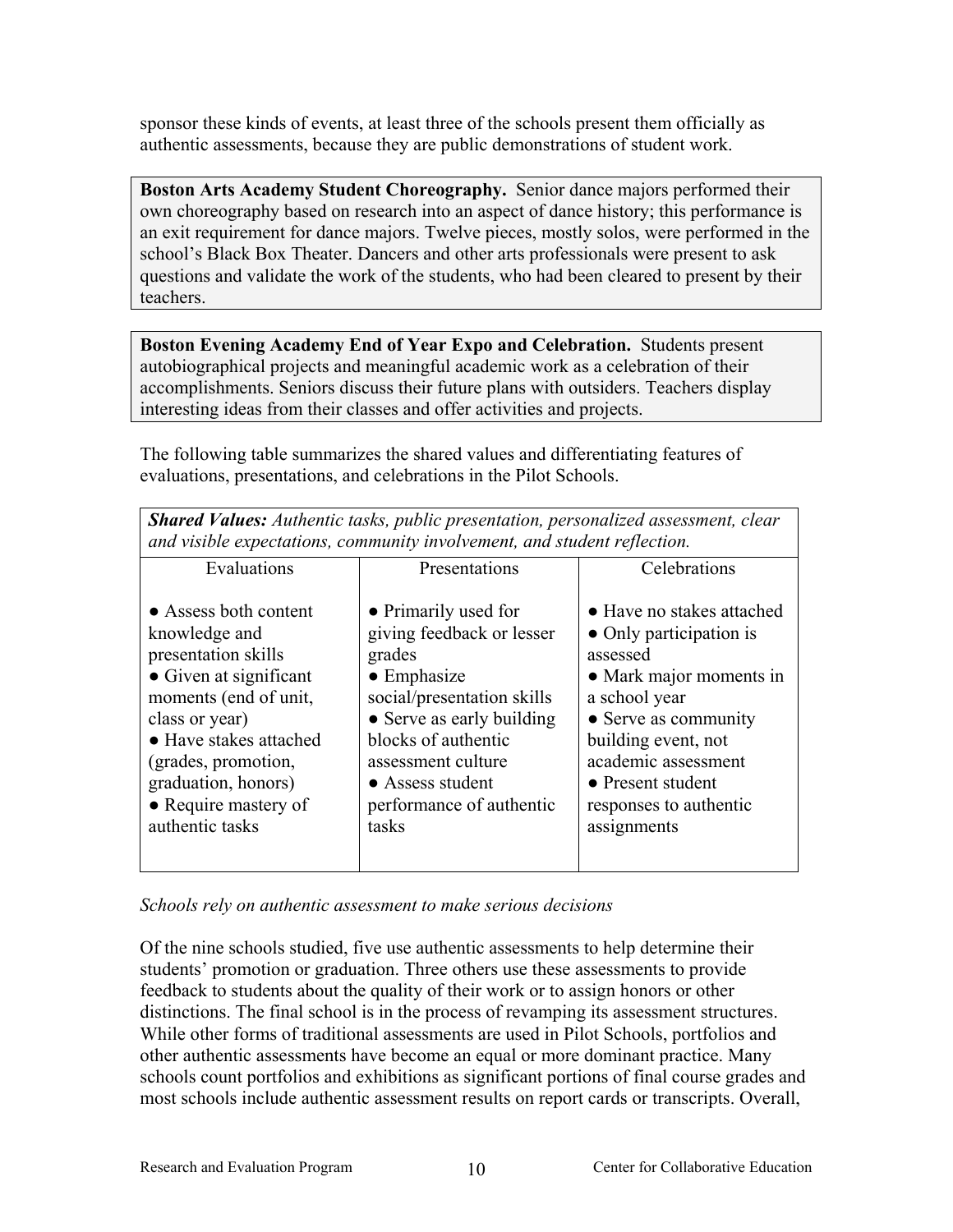sponsor these kinds of events, at least three of the schools present them officially as authentic assessments, because they are public demonstrations of student work.

> **Boston Arts Academy Student Choreography.** Senior dance majors performed their own choreography based on research into an aspect of dance history; this performance is an exit requirement for dance majors. Twelve pieces, mostly solos, were performed in the school's Black Box Theater. Dancers and other arts professionals were present to ask questions and validate the work of the students, who had been cleared to present by their teachers.

> **Boston Evening Academy End of Year Expo and Celebration.** Students present autobiographical projects and meaningful academic work as a celebration of their accomplishments. Seniors discuss their future plans with outsiders. Teachers display interesting ideas from their classes and offer activities and projects.

The following table summarizes the shared values and differentiating features of evaluations, presentations, and celebrations in the Pilot Schools.

| ***Shared Values:*** *Authentic tasks, public presentation, personalized assessment, clear and visible expectations, community involvement, and student reflection.* | | |
|---|---|---|
| Evaluations | Presentations | Celebrations |
| ● Assess both content knowledge and presentation skills<br>● Given at significant moments (end of unit, class or year)<br>● Have stakes attached (grades, promotion, graduation, honors)<br>● Require mastery of authentic tasks | ● Primarily used for giving feedback or lesser grades<br>● Emphasize social/presentation skills<br>● Serve as early building blocks of authentic assessment culture<br>● Assess student performance of authentic tasks | ● Have no stakes attached<br>● Only participation is assessed<br>● Mark major moments in a school year<br>● Serve as community building event, not academic assessment<br>● Present student responses to authentic assignments |

*Schools rely on authentic assessment to make serious decisions*

Of the nine schools studied, five use authentic assessments to help determine their students' promotion or graduation. Three others use these assessments to provide feedback to students about the quality of their work or to assign honors or other distinctions. The final school is in the process of revamping its assessment structures. While other forms of traditional assessments are used in Pilot Schools, portfolios and other authentic assessments have become an equal or more dominant practice. Many schools count portfolios and exhibitions as significant portions of final course grades and most schools include authentic assessment results on report cards or transcripts. Overall,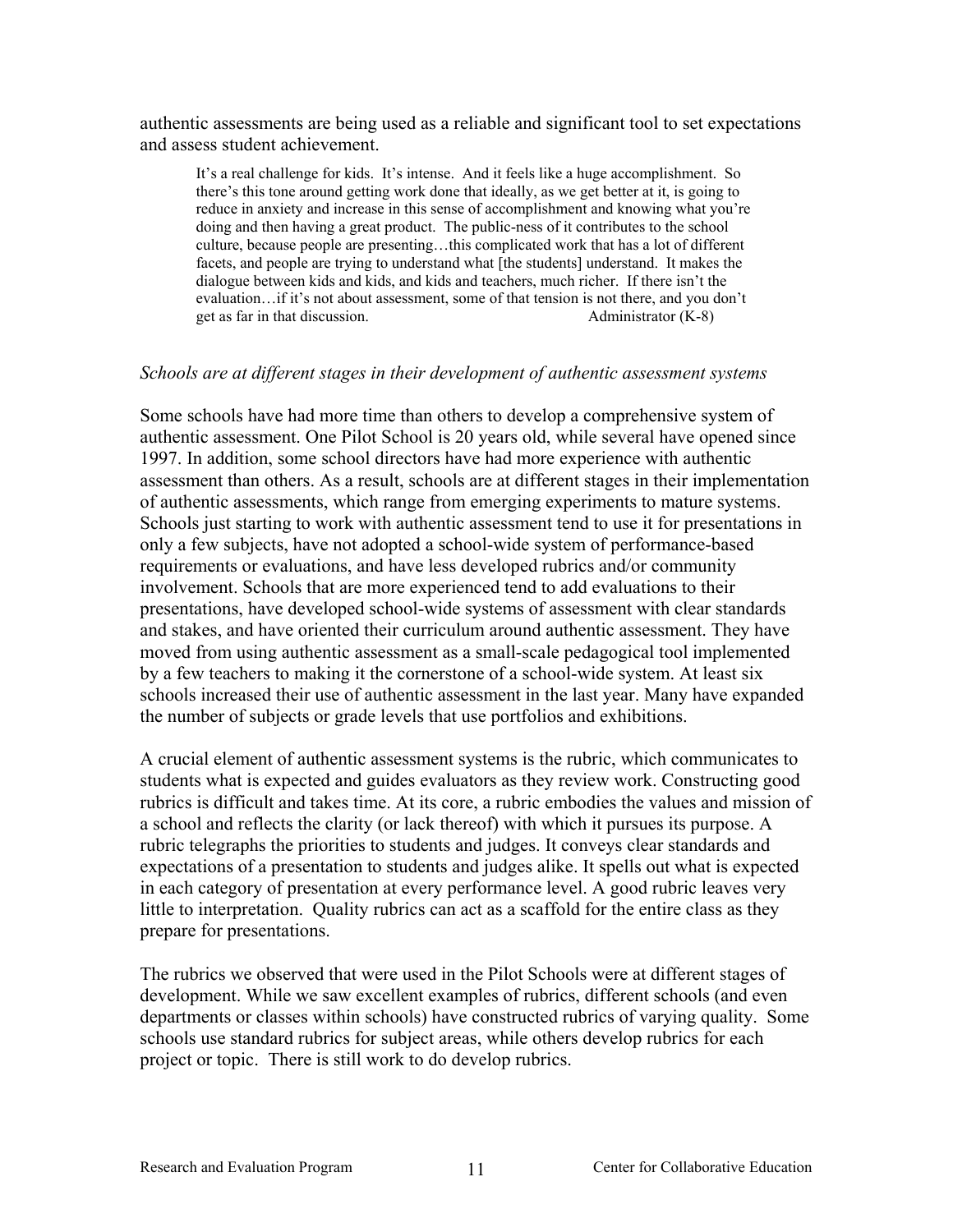authentic assessments are being used as a reliable and significant tool to set expectations and assess student achievement.

> It's a real challenge for kids. It's intense. And it feels like a huge accomplishment. So there's this tone around getting work done that ideally, as we get better at it, is going to reduce in anxiety and increase in this sense of accomplishment and knowing what you're doing and then having a great product. The public-ness of it contributes to the school culture, because people are presenting…this complicated work that has a lot of different facets, and people are trying to understand what [the students] understand. It makes the dialogue between kids and kids, and kids and teachers, much richer. If there isn't the evaluation…if it's not about assessment, some of that tension is not there, and you don't get as far in that discussion. Administrator (K-8)

*Schools are at different stages in their development of authentic assessment systems*

Some schools have had more time than others to develop a comprehensive system of authentic assessment. One Pilot School is 20 years old, while several have opened since 1997. In addition, some school directors have had more experience with authentic assessment than others. As a result, schools are at different stages in their implementation of authentic assessments, which range from emerging experiments to mature systems. Schools just starting to work with authentic assessment tend to use it for presentations in only a few subjects, have not adopted a school-wide system of performance-based requirements or evaluations, and have less developed rubrics and/or community involvement. Schools that are more experienced tend to add evaluations to their presentations, have developed school-wide systems of assessment with clear standards and stakes, and have oriented their curriculum around authentic assessment. They have moved from using authentic assessment as a small-scale pedagogical tool implemented by a few teachers to making it the cornerstone of a school-wide system. At least six schools increased their use of authentic assessment in the last year. Many have expanded the number of subjects or grade levels that use portfolios and exhibitions.

A crucial element of authentic assessment systems is the rubric, which communicates to students what is expected and guides evaluators as they review work. Constructing good rubrics is difficult and takes time. At its core, a rubric embodies the values and mission of a school and reflects the clarity (or lack thereof) with which it pursues its purpose. A rubric telegraphs the priorities to students and judges. It conveys clear standards and expectations of a presentation to students and judges alike. It spells out what is expected in each category of presentation at every performance level. A good rubric leaves very little to interpretation. Quality rubrics can act as a scaffold for the entire class as they prepare for presentations.

The rubrics we observed that were used in the Pilot Schools were at different stages of development. While we saw excellent examples of rubrics, different schools (and even departments or classes within schools) have constructed rubrics of varying quality. Some schools use standard rubrics for subject areas, while others develop rubrics for each project or topic. There is still work to do develop rubrics.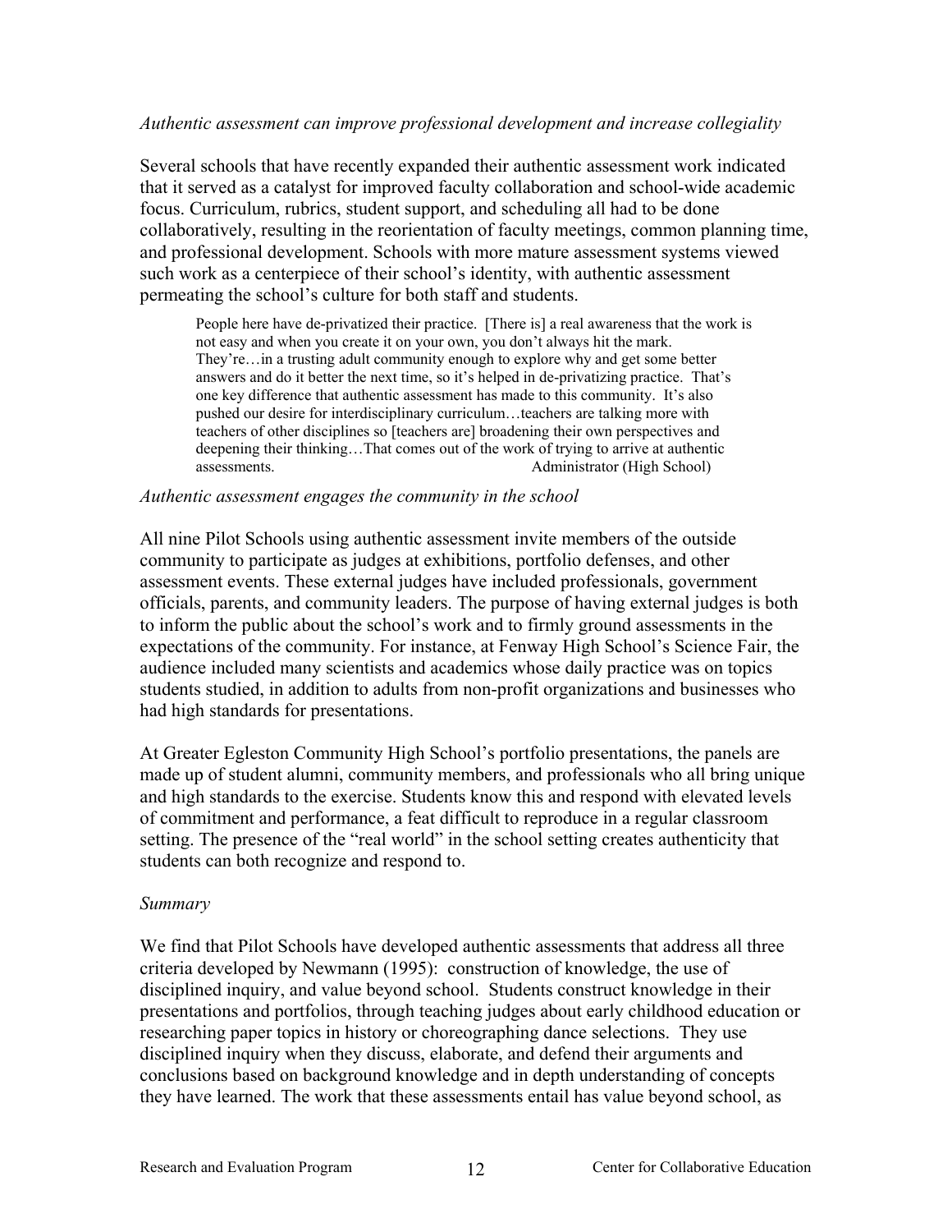*Authentic assessment can improve professional development and increase collegiality*

Several schools that have recently expanded their authentic assessment work indicated that it served as a catalyst for improved faculty collaboration and school-wide academic focus. Curriculum, rubrics, student support, and scheduling all had to be done collaboratively, resulting in the reorientation of faculty meetings, common planning time, and professional development. Schools with more mature assessment systems viewed such work as a centerpiece of their school's identity, with authentic assessment permeating the school's culture for both staff and students.

> People here have de-privatized their practice. [There is] a real awareness that the work is not easy and when you create it on your own, you don't always hit the mark. They're…in a trusting adult community enough to explore why and get some better answers and do it better the next time, so it's helped in de-privatizing practice. That's one key difference that authentic assessment has made to this community. It's also pushed our desire for interdisciplinary curriculum…teachers are talking more with teachers of other disciplines so [teachers are] broadening their own perspectives and deepening their thinking…That comes out of the work of trying to arrive at authentic assessments. Administrator (High School)

*Authentic assessment engages the community in the school*

All nine Pilot Schools using authentic assessment invite members of the outside community to participate as judges at exhibitions, portfolio defenses, and other assessment events. These external judges have included professionals, government officials, parents, and community leaders. The purpose of having external judges is both to inform the public about the school's work and to firmly ground assessments in the expectations of the community. For instance, at Fenway High School's Science Fair, the audience included many scientists and academics whose daily practice was on topics students studied, in addition to adults from non-profit organizations and businesses who had high standards for presentations.

At Greater Egleston Community High School's portfolio presentations, the panels are made up of student alumni, community members, and professionals who all bring unique and high standards to the exercise. Students know this and respond with elevated levels of commitment and performance, a feat difficult to reproduce in a regular classroom setting. The presence of the "real world" in the school setting creates authenticity that students can both recognize and respond to.

*Summary*

We find that Pilot Schools have developed authentic assessments that address all three criteria developed by Newmann (1995): construction of knowledge, the use of disciplined inquiry, and value beyond school. Students construct knowledge in their presentations and portfolios, through teaching judges about early childhood education or researching paper topics in history or choreographing dance selections. They use disciplined inquiry when they discuss, elaborate, and defend their arguments and conclusions based on background knowledge and in depth understanding of concepts they have learned. The work that these assessments entail has value beyond school, as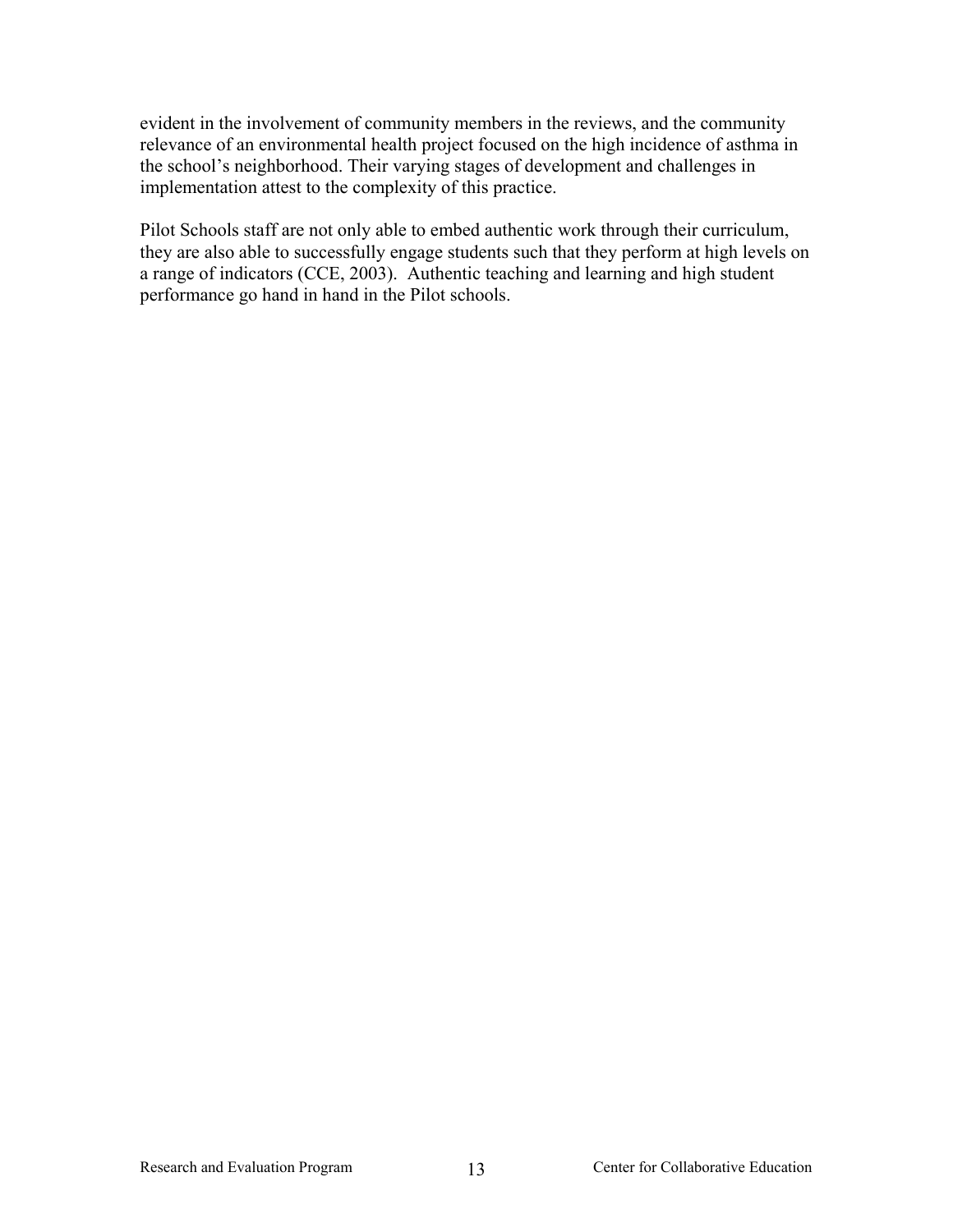evident in the involvement of community members in the reviews, and the community relevance of an environmental health project focused on the high incidence of asthma in the school's neighborhood. Their varying stages of development and challenges in implementation attest to the complexity of this practice.

Pilot Schools staff are not only able to embed authentic work through their curriculum, they are also able to successfully engage students such that they perform at high levels on a range of indicators (CCE, 2003). Authentic teaching and learning and high student performance go hand in hand in the Pilot schools.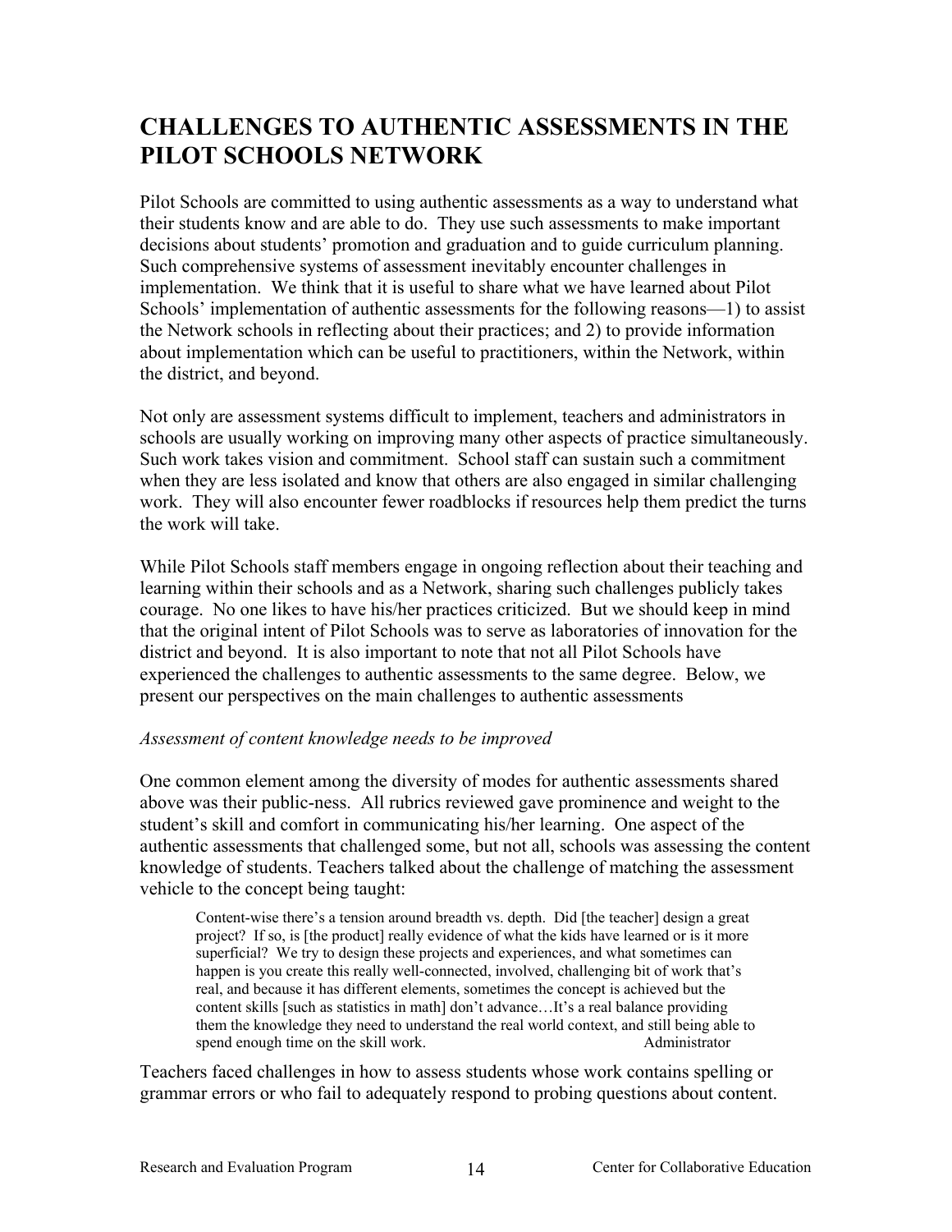## CHALLENGES TO AUTHENTIC ASSESSMENTS IN THE PILOT SCHOOLS NETWORK

Pilot Schools are committed to using authentic assessments as a way to understand what their students know and are able to do. They use such assessments to make important decisions about students' promotion and graduation and to guide curriculum planning. Such comprehensive systems of assessment inevitably encounter challenges in implementation. We think that it is useful to share what we have learned about Pilot Schools' implementation of authentic assessments for the following reasons—1) to assist the Network schools in reflecting about their practices; and 2) to provide information about implementation which can be useful to practitioners, within the Network, within the district, and beyond.

Not only are assessment systems difficult to implement, teachers and administrators in schools are usually working on improving many other aspects of practice simultaneously. Such work takes vision and commitment. School staff can sustain such a commitment when they are less isolated and know that others are also engaged in similar challenging work. They will also encounter fewer roadblocks if resources help them predict the turns the work will take.

While Pilot Schools staff members engage in ongoing reflection about their teaching and learning within their schools and as a Network, sharing such challenges publicly takes courage. No one likes to have his/her practices criticized. But we should keep in mind that the original intent of Pilot Schools was to serve as laboratories of innovation for the district and beyond. It is also important to note that not all Pilot Schools have experienced the challenges to authentic assessments to the same degree. Below, we present our perspectives on the main challenges to authentic assessments

*Assessment of content knowledge needs to be improved*

One common element among the diversity of modes for authentic assessments shared above was their public-ness. All rubrics reviewed gave prominence and weight to the student's skill and comfort in communicating his/her learning. One aspect of the authentic assessments that challenged some, but not all, schools was assessing the content knowledge of students. Teachers talked about the challenge of matching the assessment vehicle to the concept being taught:

> Content-wise there's a tension around breadth vs. depth. Did [the teacher] design a great project? If so, is [the product] really evidence of what the kids have learned or is it more superficial? We try to design these projects and experiences, and what sometimes can happen is you create this really well-connected, involved, challenging bit of work that's real, and because it has different elements, sometimes the concept is achieved but the content skills [such as statistics in math] don't advance…It's a real balance providing them the knowledge they need to understand the real world context, and still being able to spend enough time on the skill work. Administrator

Teachers faced challenges in how to assess students whose work contains spelling or grammar errors or who fail to adequately respond to probing questions about content.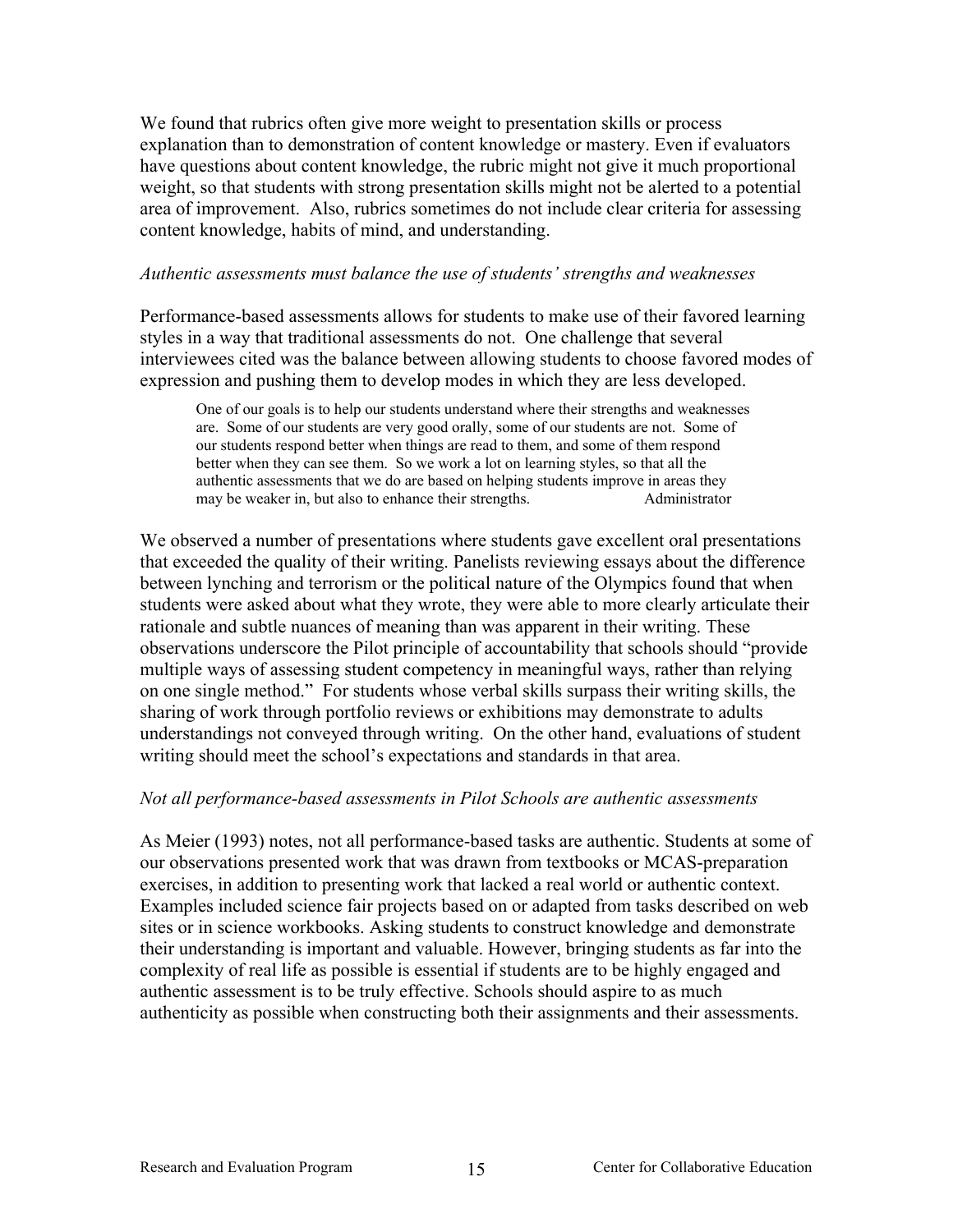We found that rubrics often give more weight to presentation skills or process explanation than to demonstration of content knowledge or mastery. Even if evaluators have questions about content knowledge, the rubric might not give it much proportional weight, so that students with strong presentation skills might not be alerted to a potential area of improvement. Also, rubrics sometimes do not include clear criteria for assessing content knowledge, habits of mind, and understanding.

*Authentic assessments must balance the use of students' strengths and weaknesses*

Performance-based assessments allows for students to make use of their favored learning styles in a way that traditional assessments do not. One challenge that several interviewees cited was the balance between allowing students to choose favored modes of expression and pushing them to develop modes in which they are less developed.

> One of our goals is to help our students understand where their strengths and weaknesses are. Some of our students are very good orally, some of our students are not. Some of our students respond better when things are read to them, and some of them respond better when they can see them. So we work a lot on learning styles, so that all the authentic assessments that we do are based on helping students improve in areas they may be weaker in, but also to enhance their strengths. Administrator

We observed a number of presentations where students gave excellent oral presentations that exceeded the quality of their writing. Panelists reviewing essays about the difference between lynching and terrorism or the political nature of the Olympics found that when students were asked about what they wrote, they were able to more clearly articulate their rationale and subtle nuances of meaning than was apparent in their writing. These observations underscore the Pilot principle of accountability that schools should "provide multiple ways of assessing student competency in meaningful ways, rather than relying on one single method." For students whose verbal skills surpass their writing skills, the sharing of work through portfolio reviews or exhibitions may demonstrate to adults understandings not conveyed through writing. On the other hand, evaluations of student writing should meet the school's expectations and standards in that area.

*Not all performance-based assessments in Pilot Schools are authentic assessments*

As Meier (1993) notes, not all performance-based tasks are authentic. Students at some of our observations presented work that was drawn from textbooks or MCAS-preparation exercises, in addition to presenting work that lacked a real world or authentic context. Examples included science fair projects based on or adapted from tasks described on web sites or in science workbooks. Asking students to construct knowledge and demonstrate their understanding is important and valuable. However, bringing students as far into the complexity of real life as possible is essential if students are to be highly engaged and authentic assessment is to be truly effective. Schools should aspire to as much authenticity as possible when constructing both their assignments and their assessments.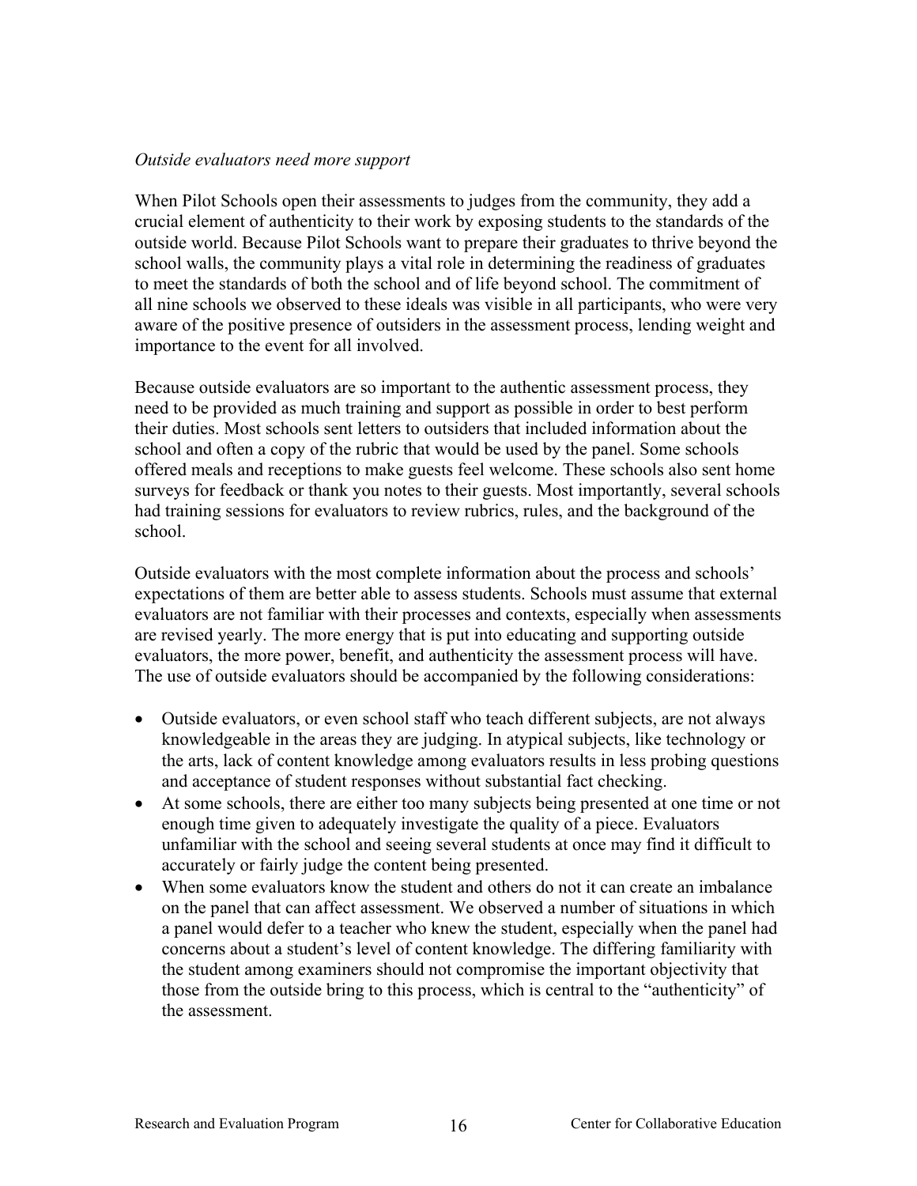*Outside evaluators need more support*

When Pilot Schools open their assessments to judges from the community, they add a crucial element of authenticity to their work by exposing students to the standards of the outside world. Because Pilot Schools want to prepare their graduates to thrive beyond the school walls, the community plays a vital role in determining the readiness of graduates to meet the standards of both the school and of life beyond school. The commitment of all nine schools we observed to these ideals was visible in all participants, who were very aware of the positive presence of outsiders in the assessment process, lending weight and importance to the event for all involved.

Because outside evaluators are so important to the authentic assessment process, they need to be provided as much training and support as possible in order to best perform their duties. Most schools sent letters to outsiders that included information about the school and often a copy of the rubric that would be used by the panel. Some schools offered meals and receptions to make guests feel welcome. These schools also sent home surveys for feedback or thank you notes to their guests. Most importantly, several schools had training sessions for evaluators to review rubrics, rules, and the background of the school.

Outside evaluators with the most complete information about the process and schools' expectations of them are better able to assess students. Schools must assume that external evaluators are not familiar with their processes and contexts, especially when assessments are revised yearly. The more energy that is put into educating and supporting outside evaluators, the more power, benefit, and authenticity the assessment process will have. The use of outside evaluators should be accompanied by the following considerations:

- Outside evaluators, or even school staff who teach different subjects, are not always knowledgeable in the areas they are judging. In atypical subjects, like technology or the arts, lack of content knowledge among evaluators results in less probing questions and acceptance of student responses without substantial fact checking.
- At some schools, there are either too many subjects being presented at one time or not enough time given to adequately investigate the quality of a piece. Evaluators unfamiliar with the school and seeing several students at once may find it difficult to accurately or fairly judge the content being presented.
- When some evaluators know the student and others do not it can create an imbalance on the panel that can affect assessment. We observed a number of situations in which a panel would defer to a teacher who knew the student, especially when the panel had concerns about a student's level of content knowledge. The differing familiarity with the student among examiners should not compromise the important objectivity that those from the outside bring to this process, which is central to the "authenticity" of the assessment.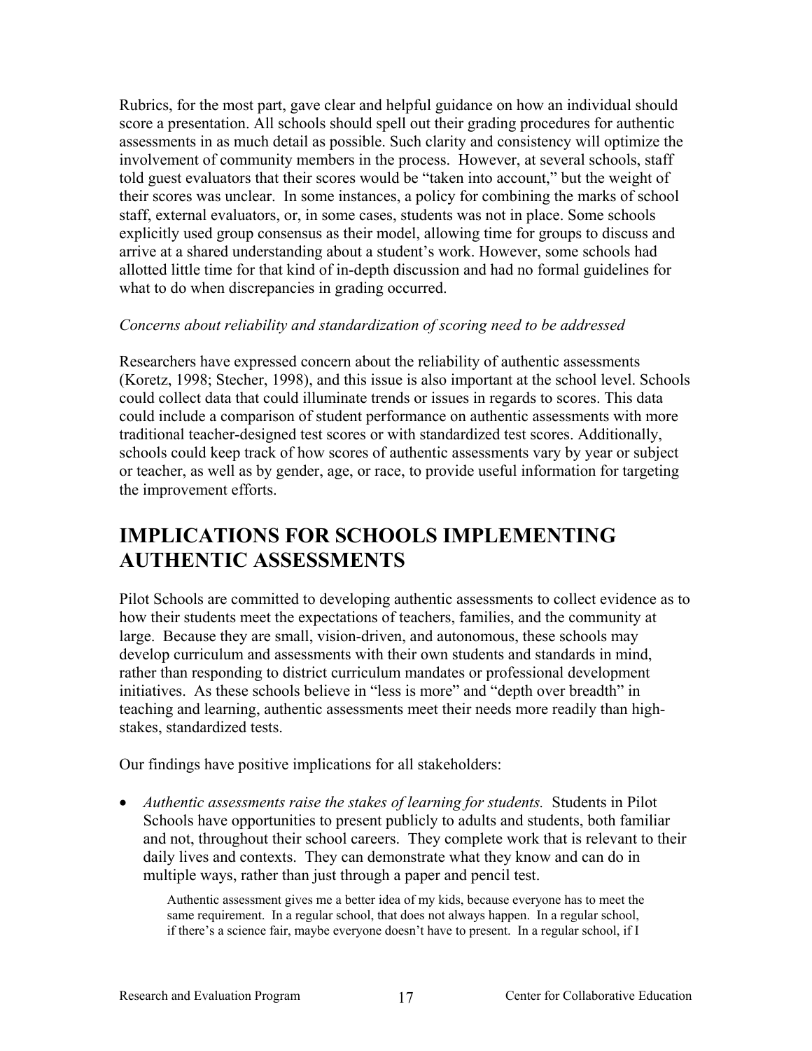Rubrics, for the most part, gave clear and helpful guidance on how an individual should score a presentation. All schools should spell out their grading procedures for authentic assessments in as much detail as possible. Such clarity and consistency will optimize the involvement of community members in the process. However, at several schools, staff told guest evaluators that their scores would be "taken into account," but the weight of their scores was unclear. In some instances, a policy for combining the marks of school staff, external evaluators, or, in some cases, students was not in place. Some schools explicitly used group consensus as their model, allowing time for groups to discuss and arrive at a shared understanding about a student's work. However, some schools had allotted little time for that kind of in-depth discussion and had no formal guidelines for what to do when discrepancies in grading occurred.

*Concerns about reliability and standardization of scoring need to be addressed*

Researchers have expressed concern about the reliability of authentic assessments (Koretz, 1998; Stecher, 1998), and this issue is also important at the school level. Schools could collect data that could illuminate trends or issues in regards to scores. This data could include a comparison of student performance on authentic assessments with more traditional teacher-designed test scores or with standardized test scores. Additionally, schools could keep track of how scores of authentic assessments vary by year or subject or teacher, as well as by gender, age, or race, to provide useful information for targeting the improvement efforts.

## IMPLICATIONS FOR SCHOOLS IMPLEMENTING AUTHENTIC ASSESSMENTS

Pilot Schools are committed to developing authentic assessments to collect evidence as to how their students meet the expectations of teachers, families, and the community at large. Because they are small, vision-driven, and autonomous, these schools may develop curriculum and assessments with their own students and standards in mind, rather than responding to district curriculum mandates or professional development initiatives. As these schools believe in "less is more" and "depth over breadth" in teaching and learning, authentic assessments meet their needs more readily than high-stakes, standardized tests.

Our findings have positive implications for all stakeholders:

- *Authentic assessments raise the stakes of learning for students.* Students in Pilot Schools have opportunities to present publicly to adults and students, both familiar and not, throughout their school careers. They complete work that is relevant to their daily lives and contexts. They can demonstrate what they know and can do in multiple ways, rather than just through a paper and pencil test.

> Authentic assessment gives me a better idea of my kids, because everyone has to meet the same requirement. In a regular school, that does not always happen. In a regular school, if there's a science fair, maybe everyone doesn't have to present. In a regular school, if I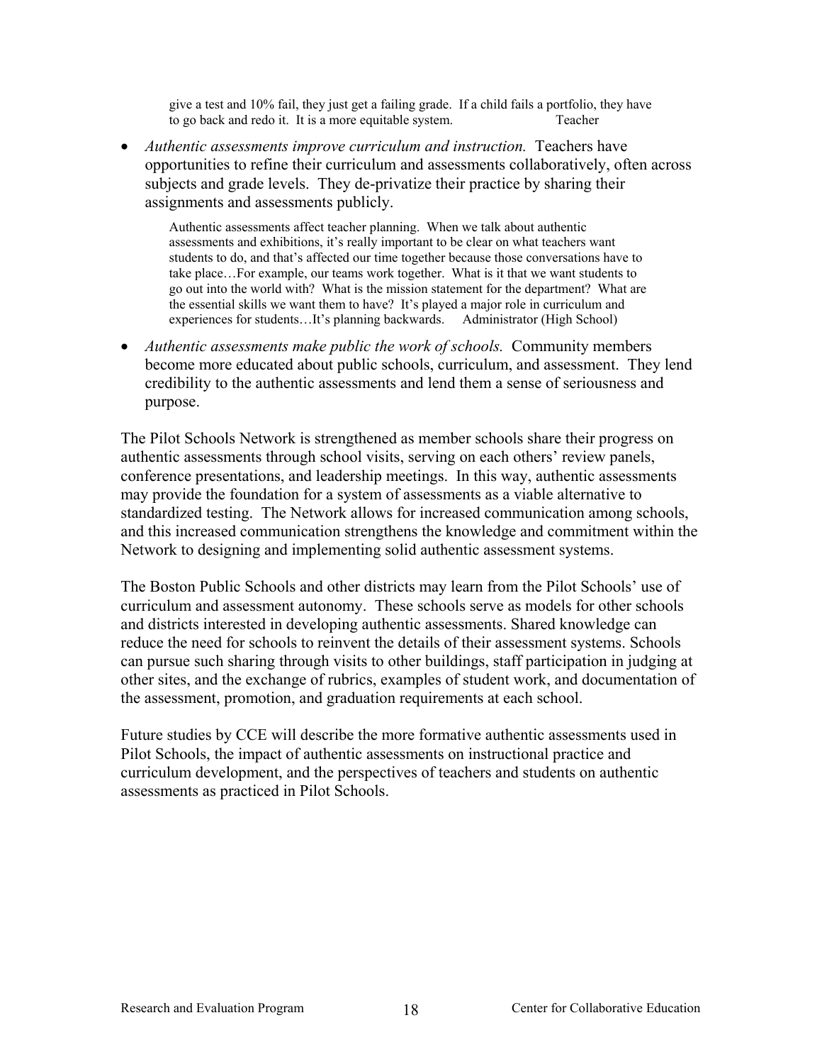give a test and 10% fail, they just get a failing grade. If a child fails a portfolio, they have to go back and redo it. It is a more equitable system. Teacher

- *Authentic assessments improve curriculum and instruction.* Teachers have opportunities to refine their curriculum and assessments collaboratively, often across subjects and grade levels. They de-privatize their practice by sharing their assignments and assessments publicly.

  > Authentic assessments affect teacher planning. When we talk about authentic assessments and exhibitions, it's really important to be clear on what teachers want students to do, and that's affected our time together because those conversations have to take place…For example, our teams work together. What is it that we want students to go out into the world with? What is the mission statement for the department? What are the essential skills we want them to have? It's played a major role in curriculum and experiences for students…It's planning backwards. Administrator (High School)

- *Authentic assessments make public the work of schools.* Community members become more educated about public schools, curriculum, and assessment. They lend credibility to the authentic assessments and lend them a sense of seriousness and purpose.

The Pilot Schools Network is strengthened as member schools share their progress on authentic assessments through school visits, serving on each others' review panels, conference presentations, and leadership meetings. In this way, authentic assessments may provide the foundation for a system of assessments as a viable alternative to standardized testing. The Network allows for increased communication among schools, and this increased communication strengthens the knowledge and commitment within the Network to designing and implementing solid authentic assessment systems.

The Boston Public Schools and other districts may learn from the Pilot Schools' use of curriculum and assessment autonomy. These schools serve as models for other schools and districts interested in developing authentic assessments. Shared knowledge can reduce the need for schools to reinvent the details of their assessment systems. Schools can pursue such sharing through visits to other buildings, staff participation in judging at other sites, and the exchange of rubrics, examples of student work, and documentation of the assessment, promotion, and graduation requirements at each school.

Future studies by CCE will describe the more formative authentic assessments used in Pilot Schools, the impact of authentic assessments on instructional practice and curriculum development, and the perspectives of teachers and students on authentic assessments as practiced in Pilot Schools.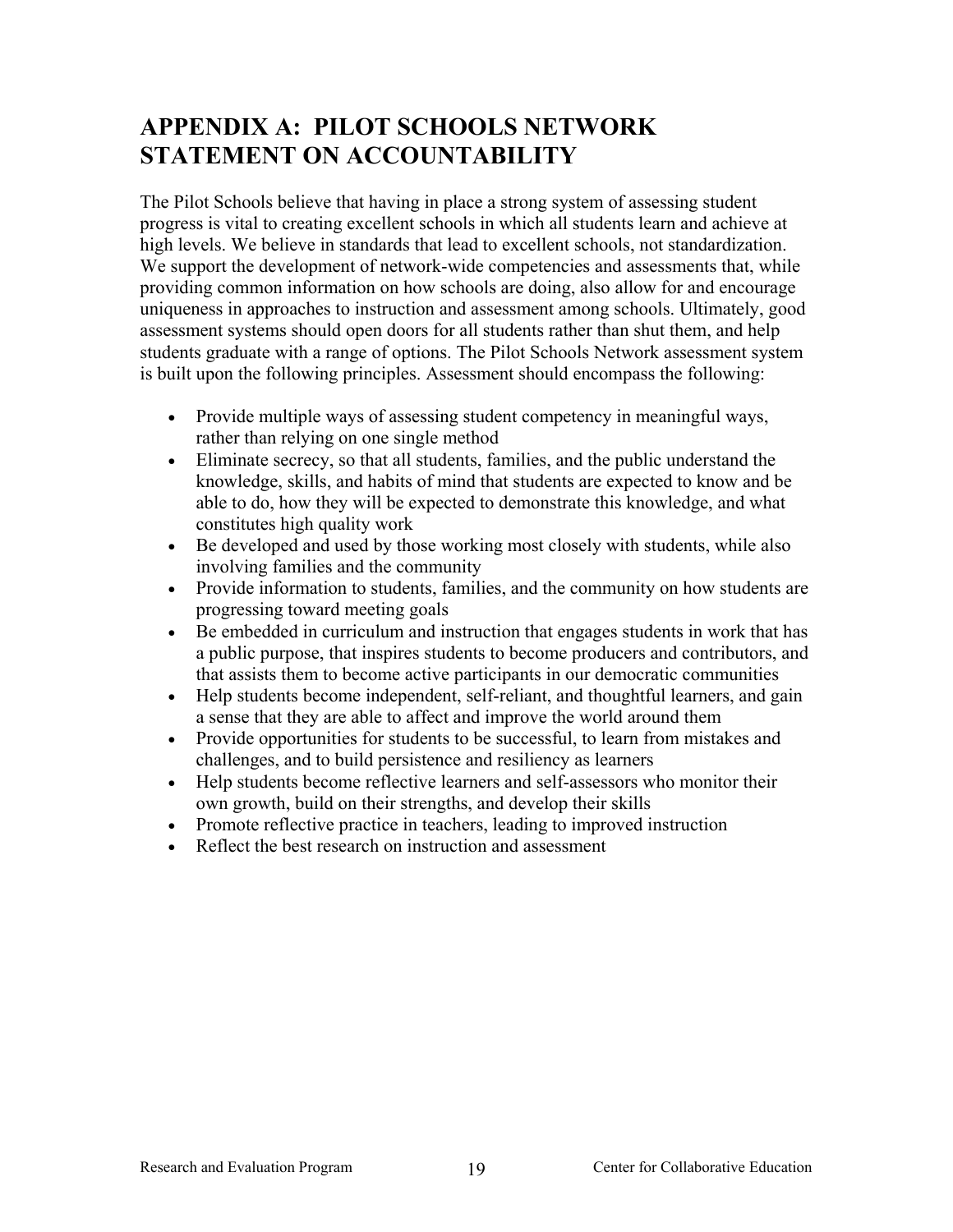# APPENDIX A: PILOT SCHOOLS NETWORK STATEMENT ON ACCOUNTABILITY

The Pilot Schools believe that having in place a strong system of assessing student progress is vital to creating excellent schools in which all students learn and achieve at high levels. We believe in standards that lead to excellent schools, not standardization. We support the development of network-wide competencies and assessments that, while providing common information on how schools are doing, also allow for and encourage uniqueness in approaches to instruction and assessment among schools. Ultimately, good assessment systems should open doors for all students rather than shut them, and help students graduate with a range of options. The Pilot Schools Network assessment system is built upon the following principles. Assessment should encompass the following:

- Provide multiple ways of assessing student competency in meaningful ways, rather than relying on one single method
- Eliminate secrecy, so that all students, families, and the public understand the knowledge, skills, and habits of mind that students are expected to know and be able to do, how they will be expected to demonstrate this knowledge, and what constitutes high quality work
- Be developed and used by those working most closely with students, while also involving families and the community
- Provide information to students, families, and the community on how students are progressing toward meeting goals
- Be embedded in curriculum and instruction that engages students in work that has a public purpose, that inspires students to become producers and contributors, and that assists them to become active participants in our democratic communities
- Help students become independent, self-reliant, and thoughtful learners, and gain a sense that they are able to affect and improve the world around them
- Provide opportunities for students to be successful, to learn from mistakes and challenges, and to build persistence and resiliency as learners
- Help students become reflective learners and self-assessors who monitor their own growth, build on their strengths, and develop their skills
- Promote reflective practice in teachers, leading to improved instruction
- Reflect the best research on instruction and assessment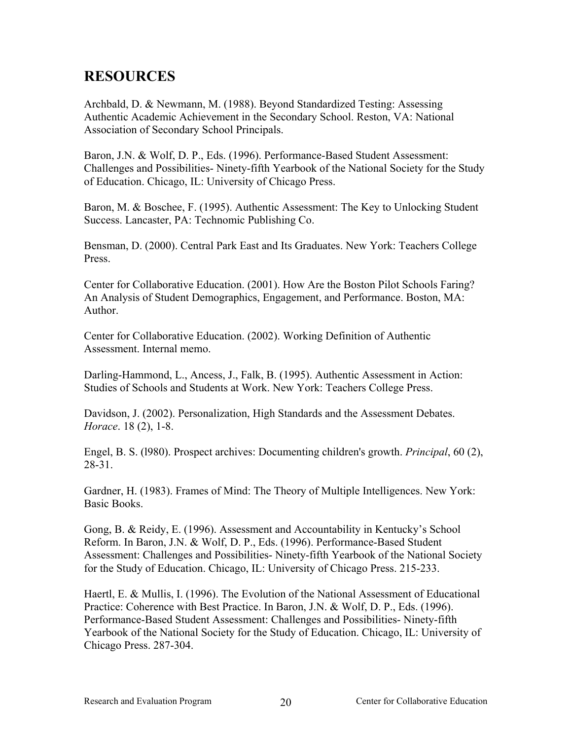## RESOURCES

Archbald, D. & Newmann, M. (1988). Beyond Standardized Testing: Assessing Authentic Academic Achievement in the Secondary School. Reston, VA: National Association of Secondary School Principals.

Baron, J.N. & Wolf, D. P., Eds. (1996). Performance-Based Student Assessment: Challenges and Possibilities- Ninety-fifth Yearbook of the National Society for the Study of Education. Chicago, IL: University of Chicago Press.

Baron, M. & Boschee, F. (1995). Authentic Assessment: The Key to Unlocking Student Success. Lancaster, PA: Technomic Publishing Co.

Bensman, D. (2000). Central Park East and Its Graduates. New York: Teachers College Press.

Center for Collaborative Education. (2001). How Are the Boston Pilot Schools Faring? An Analysis of Student Demographics, Engagement, and Performance. Boston, MA: Author.

Center for Collaborative Education. (2002). Working Definition of Authentic Assessment. Internal memo.

Darling-Hammond, L., Ancess, J., Falk, B. (1995). Authentic Assessment in Action: Studies of Schools and Students at Work. New York: Teachers College Press.

Davidson, J. (2002). Personalization, High Standards and the Assessment Debates. *Horace*. 18 (2), 1-8.

Engel, B. S. (l980). Prospect archives: Documenting children's growth. *Principal*, 60 (2), 28-31.

Gardner, H. (1983). Frames of Mind: The Theory of Multiple Intelligences. New York: Basic Books.

Gong, B. & Reidy, E. (1996). Assessment and Accountability in Kentucky's School Reform. In Baron, J.N. & Wolf, D. P., Eds. (1996). Performance-Based Student Assessment: Challenges and Possibilities- Ninety-fifth Yearbook of the National Society for the Study of Education. Chicago, IL: University of Chicago Press. 215-233.

Haertl, E. & Mullis, I. (1996). The Evolution of the National Assessment of Educational Practice: Coherence with Best Practice. In Baron, J.N. & Wolf, D. P., Eds. (1996). Performance-Based Student Assessment: Challenges and Possibilities- Ninety-fifth Yearbook of the National Society for the Study of Education. Chicago, IL: University of Chicago Press. 287-304.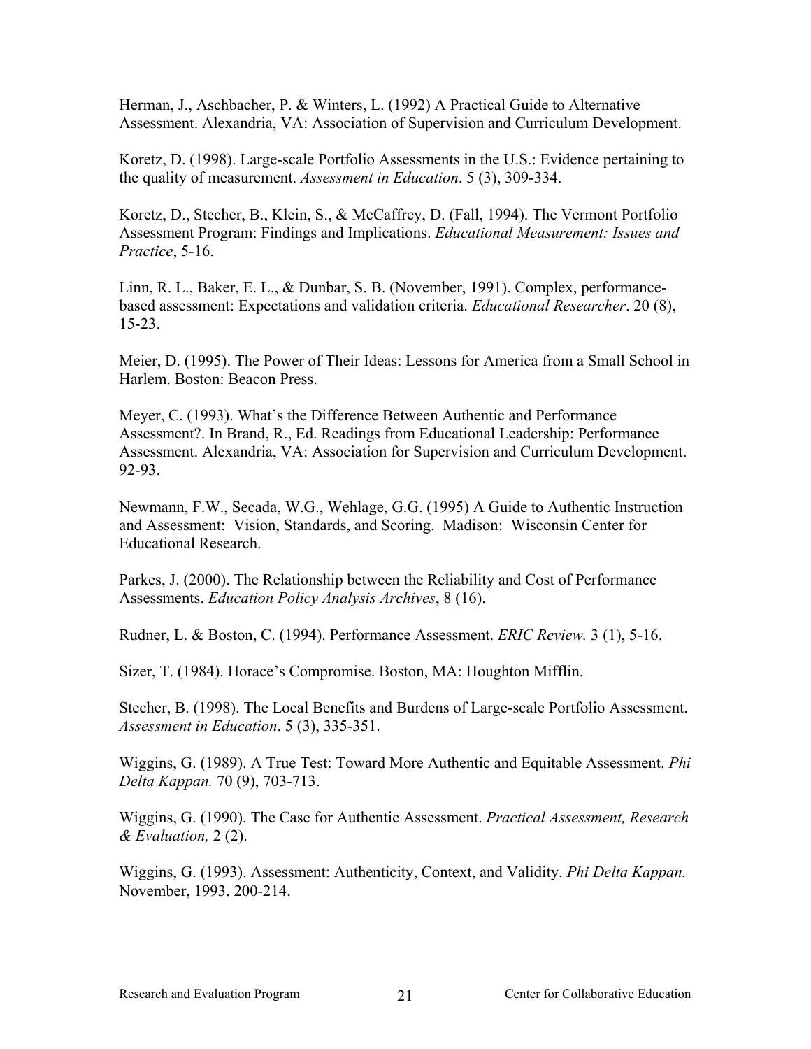Herman, J., Aschbacher, P. & Winters, L. (1992) A Practical Guide to Alternative Assessment. Alexandria, VA: Association of Supervision and Curriculum Development.

Koretz, D. (1998). Large-scale Portfolio Assessments in the U.S.: Evidence pertaining to the quality of measurement. *Assessment in Education*. 5 (3), 309-334.

Koretz, D., Stecher, B., Klein, S., & McCaffrey, D. (Fall, 1994). The Vermont Portfolio Assessment Program: Findings and Implications. *Educational Measurement: Issues and Practice*, 5-16.

Linn, R. L., Baker, E. L., & Dunbar, S. B. (November, 1991). Complex, performance-based assessment: Expectations and validation criteria. *Educational Researcher*. 20 (8), 15-23.

Meier, D. (1995). The Power of Their Ideas: Lessons for America from a Small School in Harlem. Boston: Beacon Press.

Meyer, C. (1993). What's the Difference Between Authentic and Performance Assessment?. In Brand, R., Ed. Readings from Educational Leadership: Performance Assessment. Alexandria, VA: Association for Supervision and Curriculum Development. 92-93.

Newmann, F.W., Secada, W.G., Wehlage, G.G. (1995) A Guide to Authentic Instruction and Assessment: Vision, Standards, and Scoring. Madison: Wisconsin Center for Educational Research.

Parkes, J. (2000). The Relationship between the Reliability and Cost of Performance Assessments. *Education Policy Analysis Archives*, 8 (16).

Rudner, L. & Boston, C. (1994). Performance Assessment. *ERIC Review.* 3 (1), 5-16.

Sizer, T. (1984). Horace's Compromise. Boston, MA: Houghton Mifflin.

Stecher, B. (1998). The Local Benefits and Burdens of Large-scale Portfolio Assessment. *Assessment in Education*. 5 (3), 335-351.

Wiggins, G. (1989). A True Test: Toward More Authentic and Equitable Assessment. *Phi Delta Kappan.* 70 (9), 703-713.

Wiggins, G. (1990). The Case for Authentic Assessment. *Practical Assessment, Research & Evaluation,* 2 (2).

Wiggins, G. (1993). Assessment: Authenticity, Context, and Validity. *Phi Delta Kappan.* November, 1993. 200-214.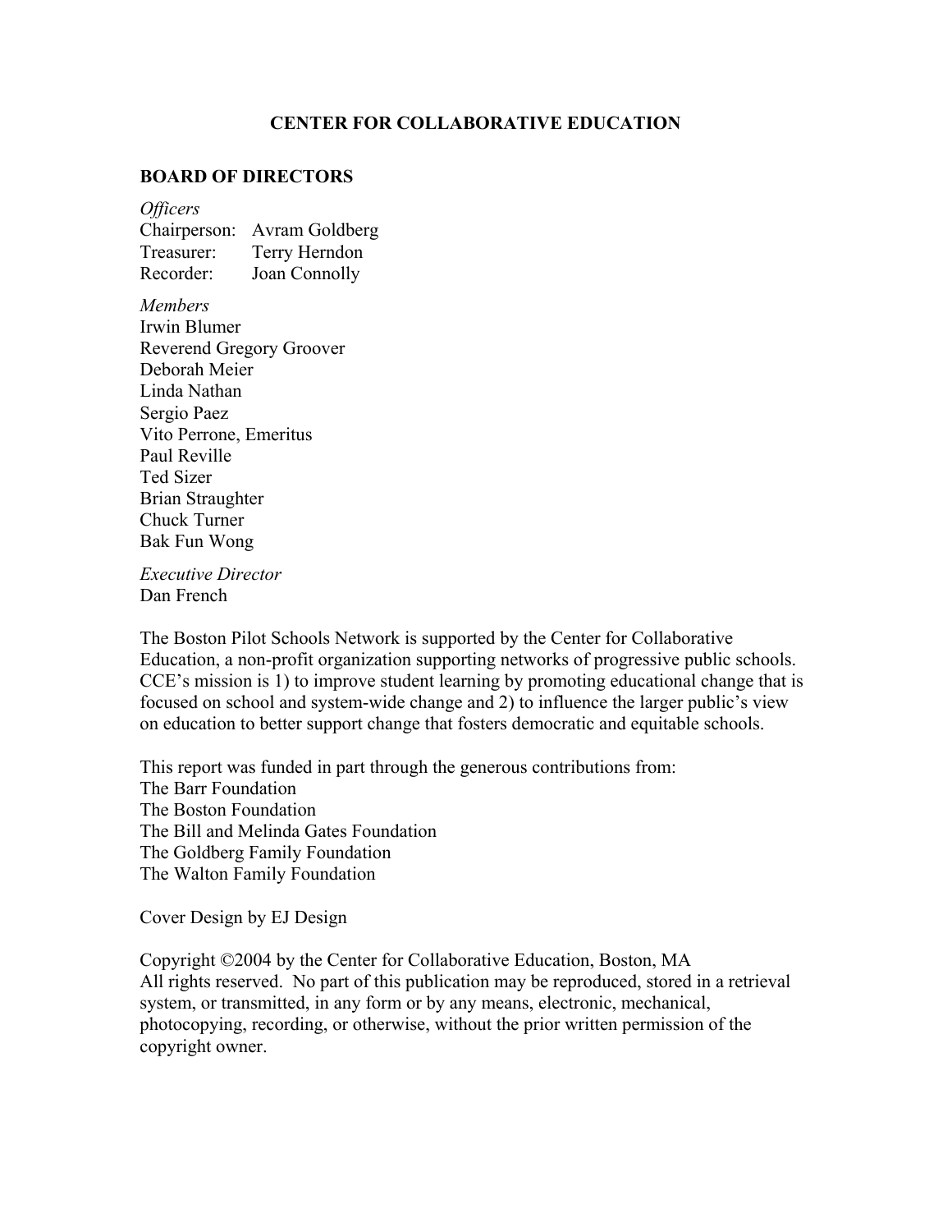# CENTER FOR COLLABORATIVE EDUCATION

## BOARD OF DIRECTORS

*Officers*

Chairperson: Avram Goldberg
Treasurer: Terry Herndon
Recorder: Joan Connolly

*Members*

Irwin Blumer
Reverend Gregory Groover
Deborah Meier
Linda Nathan
Sergio Paez
Vito Perrone, Emeritus
Paul Reville
Ted Sizer
Brian Straughter
Chuck Turner
Bak Fun Wong

*Executive Director*

Dan French

The Boston Pilot Schools Network is supported by the Center for Collaborative Education, a non-profit organization supporting networks of progressive public schools. CCE's mission is 1) to improve student learning by promoting educational change that is focused on school and system-wide change and 2) to influence the larger public's view on education to better support change that fosters democratic and equitable schools.

This report was funded in part through the generous contributions from:
The Barr Foundation
The Boston Foundation
The Bill and Melinda Gates Foundation
The Goldberg Family Foundation
The Walton Family Foundation

Cover Design by EJ Design

Copyright ©2004 by the Center for Collaborative Education, Boston, MA
All rights reserved. No part of this publication may be reproduced, stored in a retrieval system, or transmitted, in any form or by any means, electronic, mechanical, photocopying, recording, or otherwise, without the prior written permission of the copyright owner.